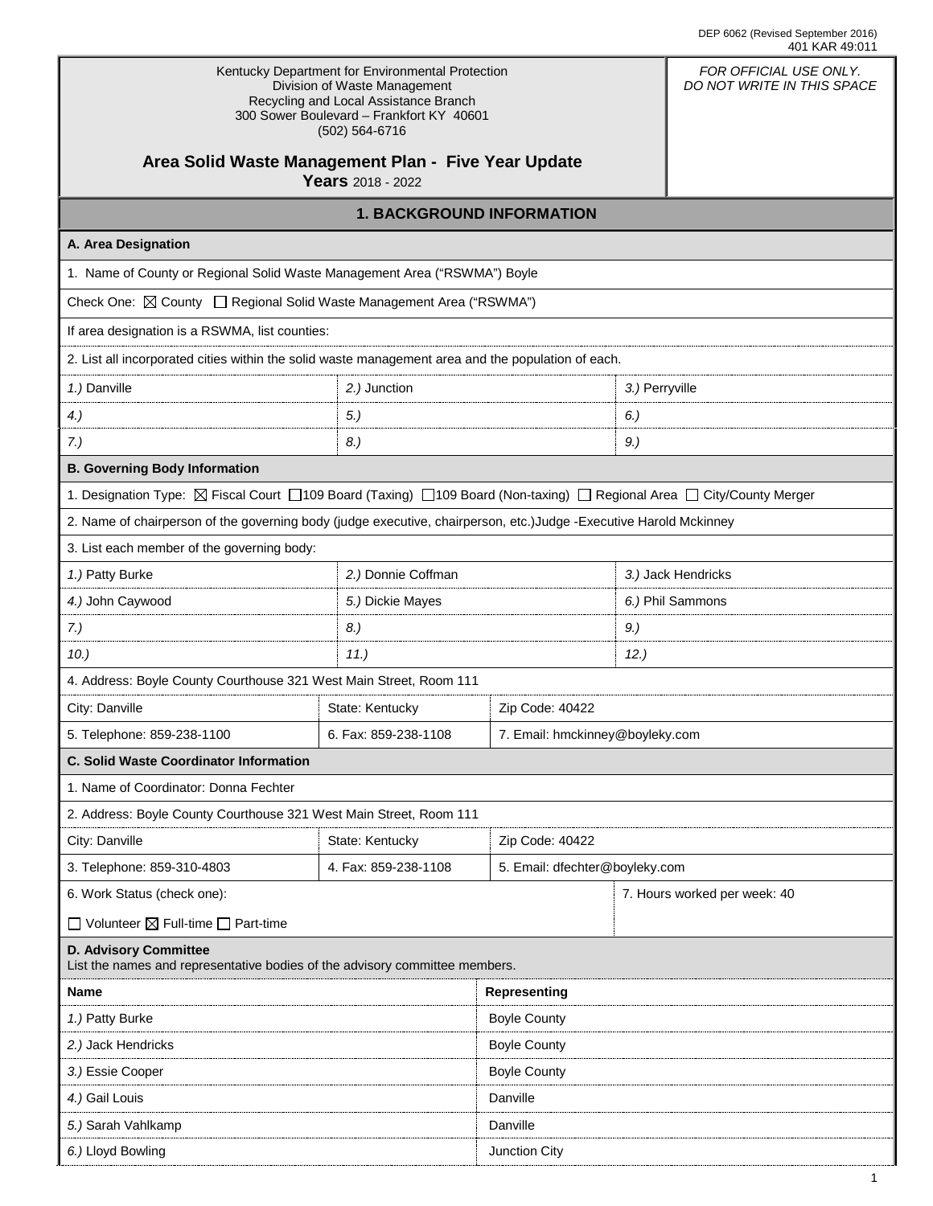DEP 6062 (Revised September 2016)
401 KAR 49:011

Kentucky Department for Environmental Protection
Division of Waste Management
Recycling and Local Assistance Branch
300 Sower Boulevard – Frankfort KY 40601
(502) 564-6716

*FOR OFFICIAL USE ONLY. DO NOT WRITE IN THIS SPACE*

# Area Solid Waste Management Plan - Five Year Update

**Years** 2018 - 2022

## 1. BACKGROUND INFORMATION

### A. Area Designation

1. Name of County or Regional Solid Waste Management Area ("RSWMA") Boyle

Check One: ☒ County ☐ Regional Solid Waste Management Area ("RSWMA")

If area designation is a RSWMA, list counties:

2. List all incorporated cities within the solid waste management area and the population of each.

| | | |
|---|---|---|
| *1.)* Danville | *2.)* Junction | *3.)* Perryville |
| *4.)* | *5.)* | *6.)* |
| *7.)* | *8.)* | *9.)* |

### B. Governing Body Information

1. Designation Type: ☒ Fiscal Court ☐ 109 Board (Taxing) ☐ 109 Board (Non-taxing) ☐ Regional Area ☐ City/County Merger

2. Name of chairperson of the governing body (judge executive, chairperson, etc.)Judge -Executive Harold Mckinney

3. List each member of the governing body:

| | | |
|---|---|---|
| *1.)* Patty Burke | *2.)* Donnie Coffman | *3.)* Jack Hendricks |
| *4.)* John Caywood | *5.)* Dickie Mayes | *6.)* Phil Sammons |
| *7.)* | *8.)* | *9.)* |
| *10.)* | *11.)* | *12.)* |

4. Address: Boyle County Courthouse 321 West Main Street, Room 111

| | | |
|---|---|---|
| City: Danville | State: Kentucky | Zip Code: 40422 |
| 5. Telephone: 859-238-1100 | 6. Fax: 859-238-1108 | 7. Email: hmckinney@boyleky.com |

### C. Solid Waste Coordinator Information

1. Name of Coordinator: Donna Fechter

2. Address: Boyle County Courthouse 321 West Main Street, Room 111

| | | |
|---|---|---|
| City: Danville | State: Kentucky | Zip Code: 40422 |
| 3. Telephone: 859-310-4803 | 4. Fax: 859-238-1108 | 5. Email: dfechter@boyleky.com |

6. Work Status (check one): ☐ Volunteer ☒ Full-time ☐ Part-time

7. Hours worked per week: 40

### D. Advisory Committee

List the names and representative bodies of the advisory committee members.

| Name | Representing |
|---|---|
| *1.)* Patty Burke | Boyle County |
| *2.)* Jack Hendricks | Boyle County |
| *3.)* Essie Cooper | Boyle County |
| *4.)* Gail Louis | Danville |
| *5.)* Sarah Vahlkamp | Danville |
| *6.)* Lloyd Bowling | Junction City |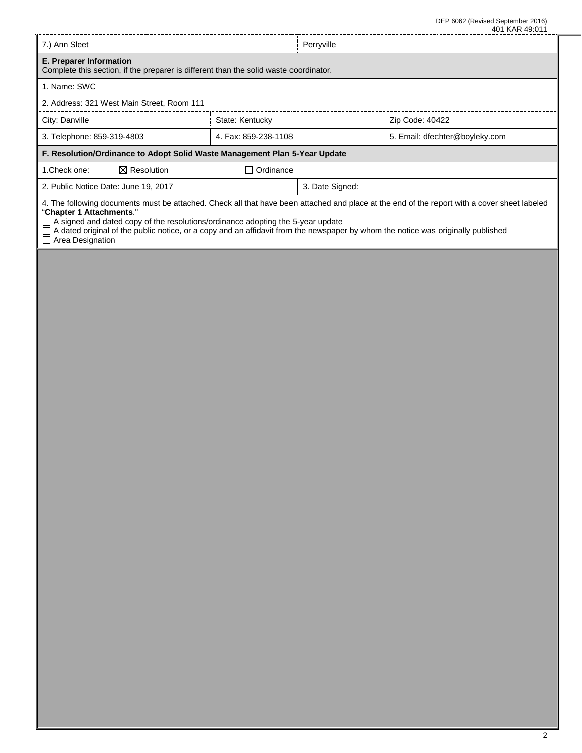| 7.) Ann Sleet | Perryville |
|---|---|

**E. Preparer Information**
Complete this section, if the preparer is different than the solid waste coordinator.

| 1. Name: SWC | | |
|---|---|---|
| 2. Address: 321 West Main Street, Room 111 | | |
| City: Danville | State: Kentucky | Zip Code: 40422 |
| 3. Telephone: 859-319-4803 | 4. Fax: 859-238-1108 | 5. Email: dfechter@boyleky.com |

**F. Resolution/Ordinance to Adopt Solid Waste Management Plan 5-Year Update**

1.Check one: ☒ Resolution ☐ Ordinance

| 2. Public Notice Date: June 19, 2017 | 3. Date Signed: |
|---|---|

4. The following documents must be attached. Check all that have been attached and place at the end of the report with a cover sheet labeled "**Chapter 1 Attachments**."
☐ A signed and dated copy of the resolutions/ordinance adopting the 5-year update
☐ A dated original of the public notice, or a copy and an affidavit from the newspaper by whom the notice was originally published
☐ Area Designation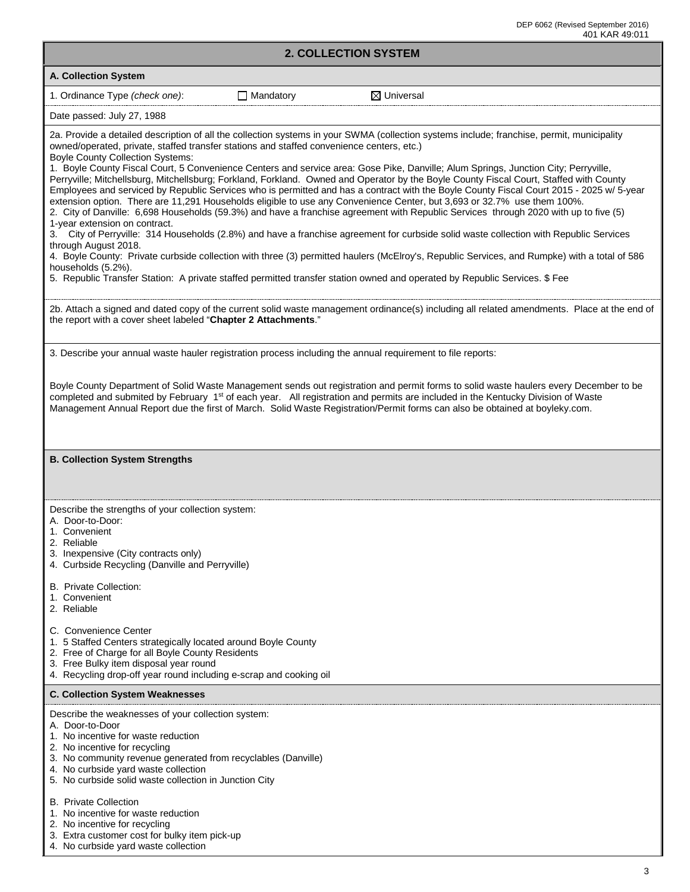## 2. COLLECTION SYSTEM

### A. Collection System

1. Ordinance Type *(check one)*: ☐ Mandatory ☒ Universal

Date passed: July 27, 1988

2a. Provide a detailed description of all the collection systems in your SWMA (collection systems include; franchise, permit, municipality owned/operated, private, staffed transfer stations and staffed convenience centers, etc.)

Boyle County Collection Systems:

1. Boyle County Fiscal Court, 5 Convenience Centers and service area: Gose Pike, Danville; Alum Springs, Junction City; Perryville, Perryville; Mitchellsburg, Mitchellsburg; Forkland, Forkland. Owned and Operator by the Boyle County Fiscal Court, Staffed with County Employees and serviced by Republic Services who is permitted and has a contract with the Boyle County Fiscal Court 2015 - 2025 w/ 5-year extension option. There are 11,291 Households eligible to use any Convenience Center, but 3,693 or 32.7% use them 100%.
2. City of Danville: 6,698 Households (59.3%) and have a franchise agreement with Republic Services through 2020 with up to five (5) 1-year extension on contract.
3. City of Perryville: 314 Households (2.8%) and have a franchise agreement for curbside solid waste collection with Republic Services through August 2018.
4. Boyle County: Private curbside collection with three (3) permitted haulers (McElroy's, Republic Services, and Rumpke) with a total of 586 households (5.2%).
5. Republic Transfer Station: A private staffed permitted transfer station owned and operated by Republic Services. $ Fee

2b. Attach a signed and dated copy of the current solid waste management ordinance(s) including all related amendments. Place at the end of the report with a cover sheet labeled "**Chapter 2 Attachments**."

3. Describe your annual waste hauler registration process including the annual requirement to file reports:

Boyle County Department of Solid Waste Management sends out registration and permit forms to solid waste haulers every December to be completed and submited by February 1st of each year. All registration and permits are included in the Kentucky Division of Waste Management Annual Report due the first of March. Solid Waste Registration/Permit forms can also be obtained at boyleky.com.

### B. Collection System Strengths

Describe the strengths of your collection system:

A. Door-to-Door:
1. Convenient
2. Reliable
3. Inexpensive (City contracts only)
4. Curbside Recycling (Danville and Perryville)

B. Private Collection:
1. Convenient
2. Reliable

C. Convenience Center
1. 5 Staffed Centers strategically located around Boyle County
2. Free of Charge for all Boyle County Residents
3. Free Bulky item disposal year round
4. Recycling drop-off year round including e-scrap and cooking oil

### C. Collection System Weaknesses

Describe the weaknesses of your collection system:

A. Door-to-Door
1. No incentive for waste reduction
2. No incentive for recycling
3. No community revenue generated from recyclables (Danville)
4. No curbside yard waste collection
5. No curbside solid waste collection in Junction City

B. Private Collection
1. No incentive for waste reduction
2. No incentive for recycling
3. Extra customer cost for bulky item pick-up
4. No curbside yard waste collection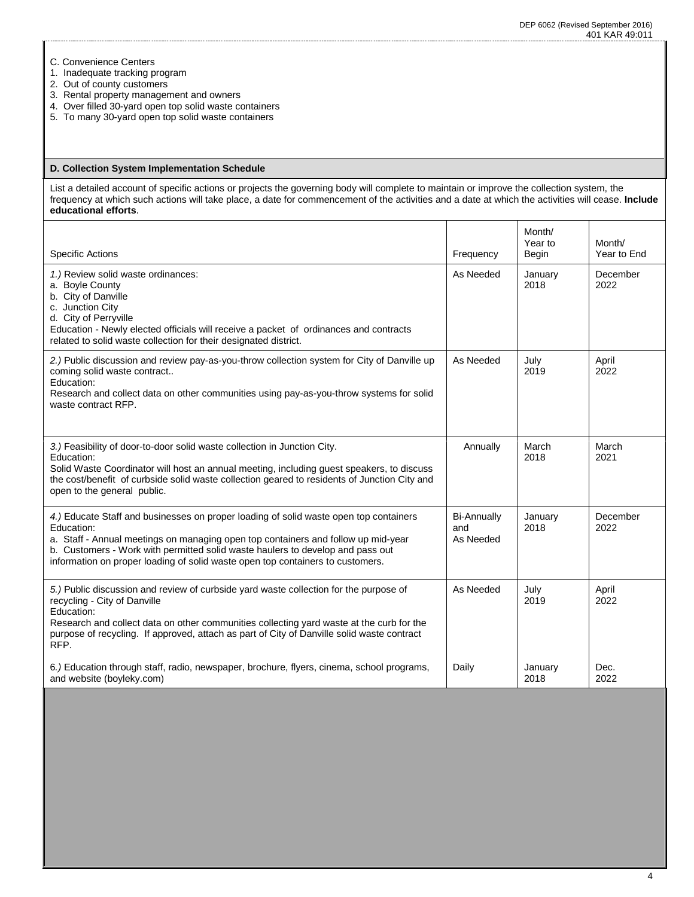C. Convenience Centers
1. Inadequate tracking program
2. Out of county customers
3. Rental property management and owners
4. Over filled 30-yard open top solid waste containers
5. To many 30-yard open top solid waste containers

**D. Collection System Implementation Schedule**

List a detailed account of specific actions or projects the governing body will complete to maintain or improve the collection system, the frequency at which such actions will take place, a date for commencement of the activities and a date at which the activities will cease. **Include educational efforts**.

| Specific Actions | Frequency | Month/ Year to Begin | Month/ Year to End |
|---|---|---|---|
| *1.)* Review solid waste ordinances:<br>a. Boyle County<br>b. City of Danville<br>c. Junction City<br>d. City of Perryville<br>Education - Newly elected officials will receive a packet of ordinances and contracts related to solid waste collection for their designated district. | As Needed | January 2018 | December 2022 |
| *2.)* Public discussion and review pay-as-you-throw collection system for City of Danville up coming solid waste contract..<br>Education:<br>Research and collect data on other communities using pay-as-you-throw systems for solid waste contract RFP. | As Needed | July 2019 | April 2022 |
| *3.)* Feasibility of door-to-door solid waste collection in Junction City.<br>Education:<br>Solid Waste Coordinator will host an annual meeting, including guest speakers, to discuss the cost/benefit of curbside solid waste collection geared to residents of Junction City and open to the general public. | Annually | March 2018 | March 2021 |
| *4.)* Educate Staff and businesses on proper loading of solid waste open top containers<br>Education:<br>a. Staff - Annual meetings on managing open top containers and follow up mid-year<br>b. Customers - Work with permitted solid waste haulers to develop and pass out information on proper loading of solid waste open top containers to customers. | Bi-Annually and As Needed | January 2018 | December 2022 |
| *5.)* Public discussion and review of curbside yard waste collection for the purpose of recycling - City of Danville<br>Education:<br>Research and collect data on other communities collecting yard waste at the curb for the purpose of recycling. If approved, attach as part of City of Danville solid waste contract RFP. | As Needed | July 2019 | April 2022 |
| 6*.)* Education through staff, radio, newspaper, brochure, flyers, cinema, school programs, and website (boyleky.com) | Daily | January 2018 | Dec. 2022 |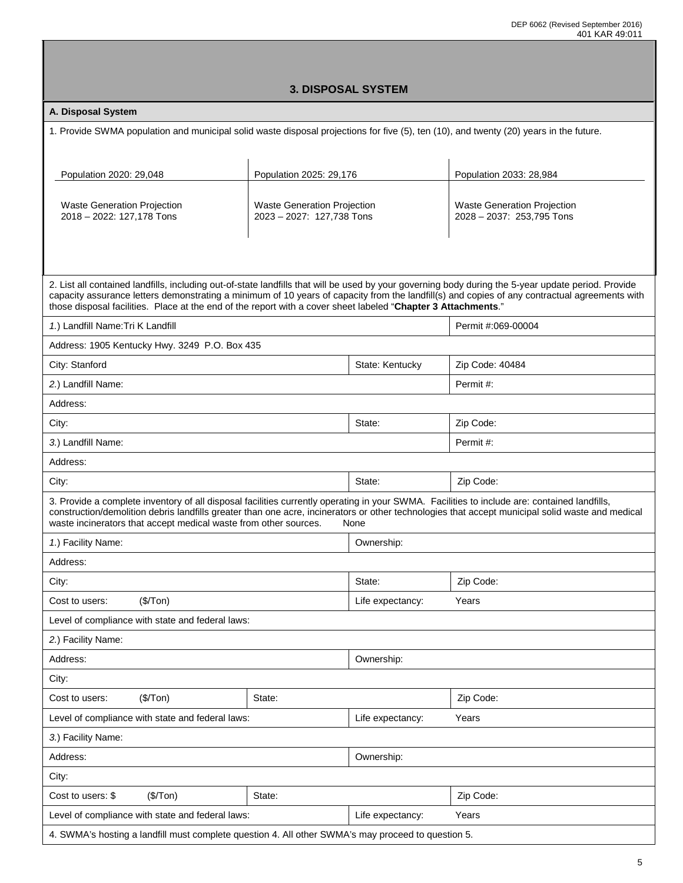## 3. DISPOSAL SYSTEM

### A. Disposal System

1. Provide SWMA population and municipal solid waste disposal projections for five (5), ten (10), and twenty (20) years in the future.

| Population 2020: 29,048 | Population 2025: 29,176 | Population 2033: 28,984 |
|---|---|---|
| Waste Generation Projection 2018 – 2022: 127,178 Tons | Waste Generation Projection 2023 – 2027: 127,738 Tons | Waste Generation Projection 2028 – 2037: 253,795 Tons |

2. List all contained landfills, including out-of-state landfills that will be used by your governing body during the 5-year update period. Provide capacity assurance letters demonstrating a minimum of 10 years of capacity from the landfill(s) and copies of any contractual agreements with those disposal facilities. Place at the end of the report with a cover sheet labeled "**Chapter 3 Attachments**."

| | | |
|---|---|---|
| *1.*) Landfill Name:Tri K Landfill | | Permit #:069-00004 |
| Address: 1905 Kentucky Hwy. 3249 P.O. Box 435 | | |
| City: Stanford | State: Kentucky | Zip Code: 40484 |
| *2.*) Landfill Name: | | Permit #: |
| Address: | | |
| City: | State: | Zip Code: |
| *3.*) Landfill Name: | | Permit #: |
| Address: | | |
| City: | State: | Zip Code: |

3. Provide a complete inventory of all disposal facilities currently operating in your SWMA. Facilities to include are: contained landfills, construction/demolition debris landfills greater than one acre, incinerators or other technologies that accept municipal solid waste and medical waste incinerators that accept medical waste from other sources. None

| | | | |
|---|---|---|---|
| *1.*) Facility Name: | | Ownership: | |
| Address: | | | |
| City: | | State: | Zip Code: |
| Cost to users: ($/Ton) | | Life expectancy: | Years |
| Level of compliance with state and federal laws: | | | |
| *2.*) Facility Name: | | | |
| Address: | | Ownership: | |
| City: | | | |
| Cost to users: ($/Ton) | State: | | Zip Code: |
| Level of compliance with state and federal laws: | | Life expectancy: | Years |
| *3.*) Facility Name: | | | |
| Address: | | Ownership: | |
| City: | | | |
| Cost to users: $ ($/Ton) | State: | | Zip Code: |
| Level of compliance with state and federal laws: | | Life expectancy: | Years |

4. SWMA's hosting a landfill must complete question 4. All other SWMA's may proceed to question 5.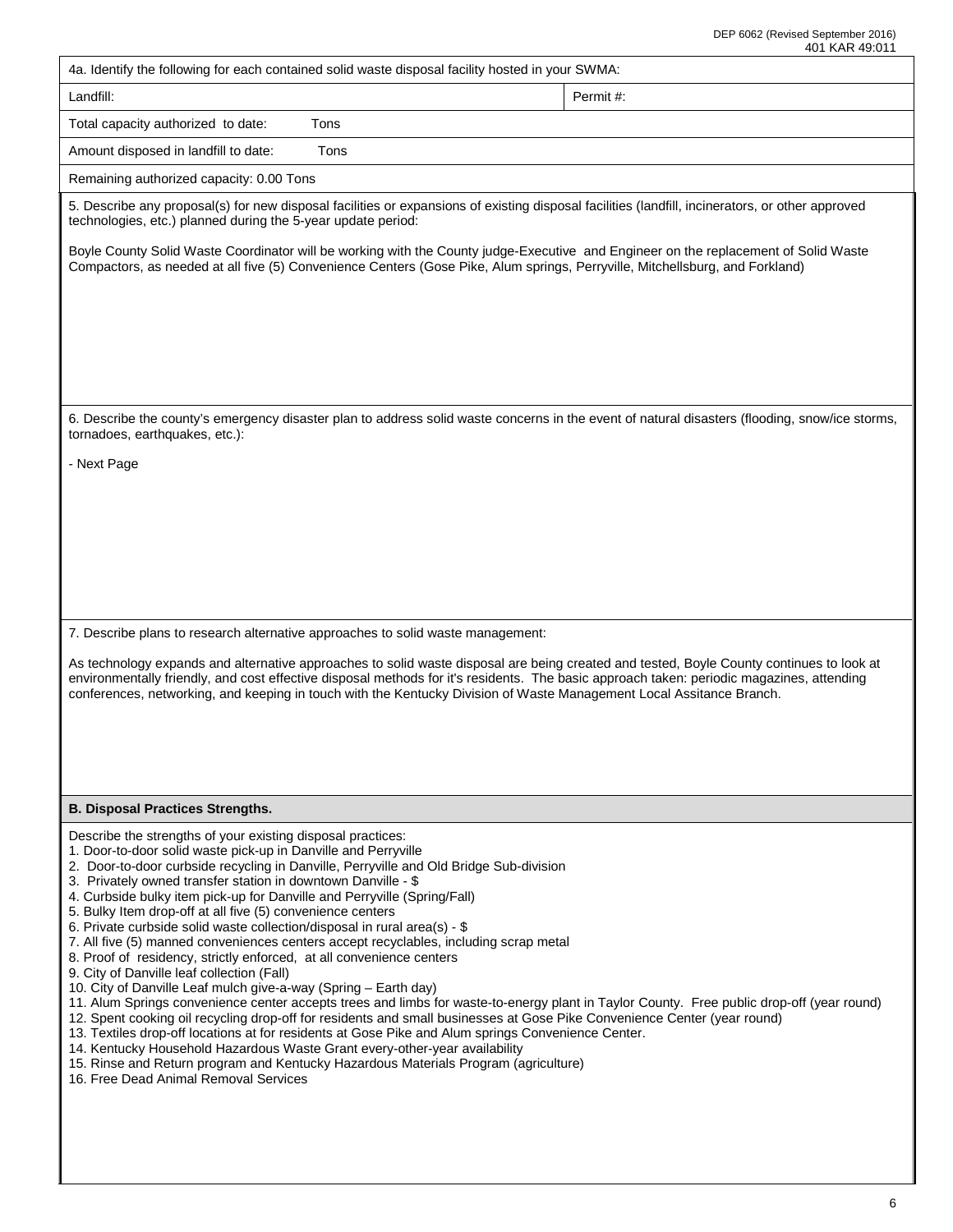4a. Identify the following for each contained solid waste disposal facility hosted in your SWMA:

| Landfill: | Permit #: |
|---|---|
| Total capacity authorized to date: Tons | |
| Amount disposed in landfill to date: Tons | |
| Remaining authorized capacity: 0.00 Tons | |

5. Describe any proposal(s) for new disposal facilities or expansions of existing disposal facilities (landfill, incinerators, or other approved technologies, etc.) planned during the 5-year update period:

Boyle County Solid Waste Coordinator will be working with the County judge-Executive and Engineer on the replacement of Solid Waste Compactors, as needed at all five (5) Convenience Centers (Gose Pike, Alum springs, Perryville, Mitchellsburg, and Forkland)

6. Describe the county's emergency disaster plan to address solid waste concerns in the event of natural disasters (flooding, snow/ice storms, tornadoes, earthquakes, etc.):

- Next Page

7. Describe plans to research alternative approaches to solid waste management:

As technology expands and alternative approaches to solid waste disposal are being created and tested, Boyle County continues to look at environmentally friendly, and cost effective disposal methods for it's residents. The basic approach taken: periodic magazines, attending conferences, networking, and keeping in touch with the Kentucky Division of Waste Management Local Assitance Branch.

**B. Disposal Practices Strengths.**

Describe the strengths of your existing disposal practices:
1. Door-to-door solid waste pick-up in Danville and Perryville
2. Door-to-door curbside recycling in Danville, Perryville and Old Bridge Sub-division
3. Privately owned transfer station in downtown Danville - $
4. Curbside bulky item pick-up for Danville and Perryville (Spring/Fall)
5. Bulky Item drop-off at all five (5) convenience centers
6. Private curbside solid waste collection/disposal in rural area(s) - $
7. All five (5) manned conveniences centers accept recyclables, including scrap metal
8. Proof of residency, strictly enforced, at all convenience centers
9. City of Danville leaf collection (Fall)
10. City of Danville Leaf mulch give-a-way (Spring – Earth day)
11. Alum Springs convenience center accepts trees and limbs for waste-to-energy plant in Taylor County. Free public drop-off (year round)
12. Spent cooking oil recycling drop-off for residents and small businesses at Gose Pike Convenience Center (year round)
13. Textiles drop-off locations at for residents at Gose Pike and Alum springs Convenience Center.
14. Kentucky Household Hazardous Waste Grant every-other-year availability
15. Rinse and Return program and Kentucky Hazardous Materials Program (agriculture)
16. Free Dead Animal Removal Services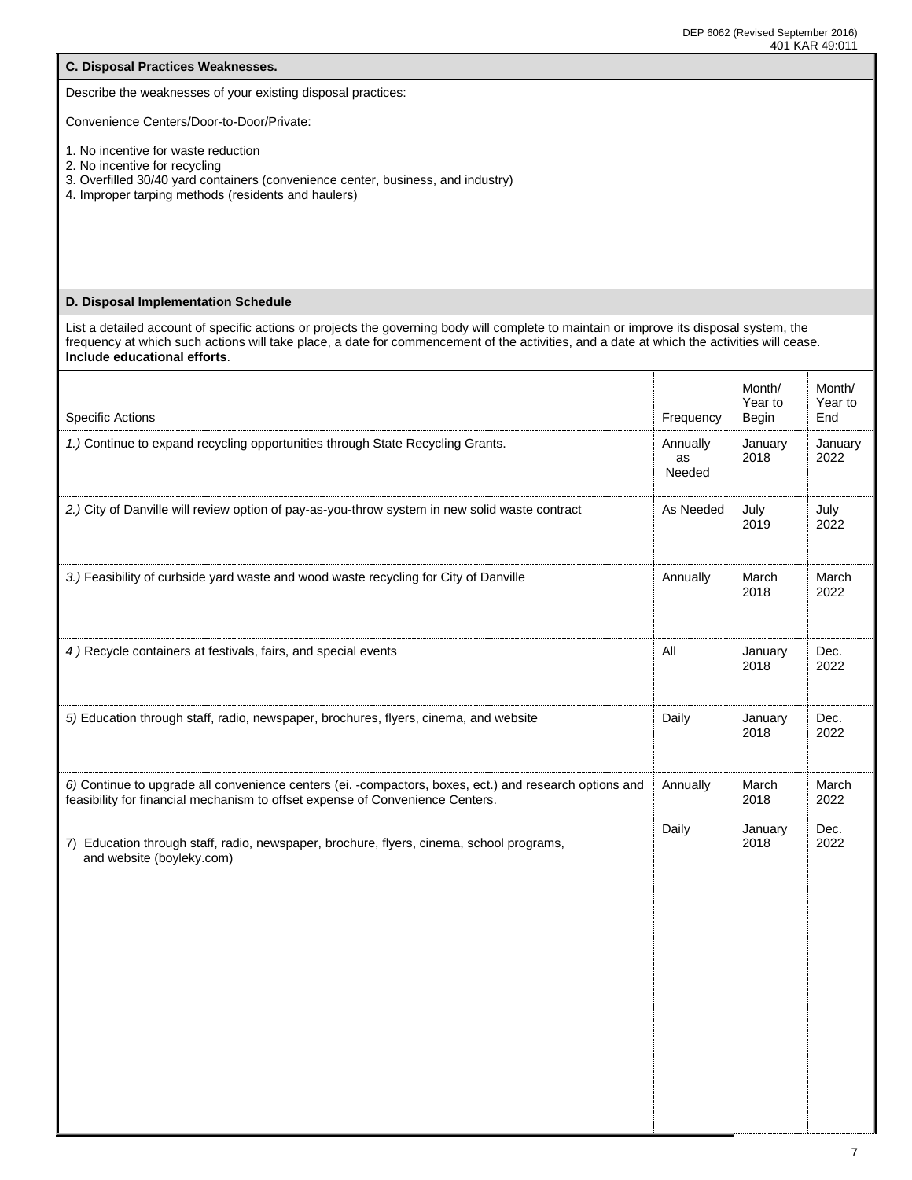## C. Disposal Practices Weaknesses.

Describe the weaknesses of your existing disposal practices:

Convenience Centers/Door-to-Door/Private:

1. No incentive for waste reduction
2. No incentive for recycling
3. Overfilled 30/40 yard containers (convenience center, business, and industry)
4. Improper tarping methods (residents and haulers)

## D. Disposal Implementation Schedule

List a detailed account of specific actions or projects the governing body will complete to maintain or improve its disposal system, the frequency at which such actions will take place, a date for commencement of the activities, and a date at which the activities will cease. **Include educational efforts**.

| Specific Actions | Frequency | Month/ Year to Begin | Month/ Year to End |
|---|---|---|---|
| *1.)* Continue to expand recycling opportunities through State Recycling Grants. | Annually as Needed | January 2018 | January 2022 |
| *2.)* City of Danville will review option of pay-as-you-throw system in new solid waste contract | As Needed | July 2019 | July 2022 |
| *3.)* Feasibility of curbside yard waste and wood waste recycling for City of Danville | Annually | March 2018 | March 2022 |
| *4 )* Recycle containers at festivals, fairs, and special events | All | January 2018 | Dec. 2022 |
| *5)* Education through staff, radio, newspaper, brochures, flyers, cinema, and website | Daily | January 2018 | Dec. 2022 |
| *6)* Continue to upgrade all convenience centers (ei. -compactors, boxes, ect.) and research options and feasibility for financial mechanism to offset expense of Convenience Centers. | Annually | March 2018 | March 2022 |
| 7) Education through staff, radio, newspaper, brochure, flyers, cinema, school programs, and website (boyleky.com) | Daily | January 2018 | Dec. 2022 |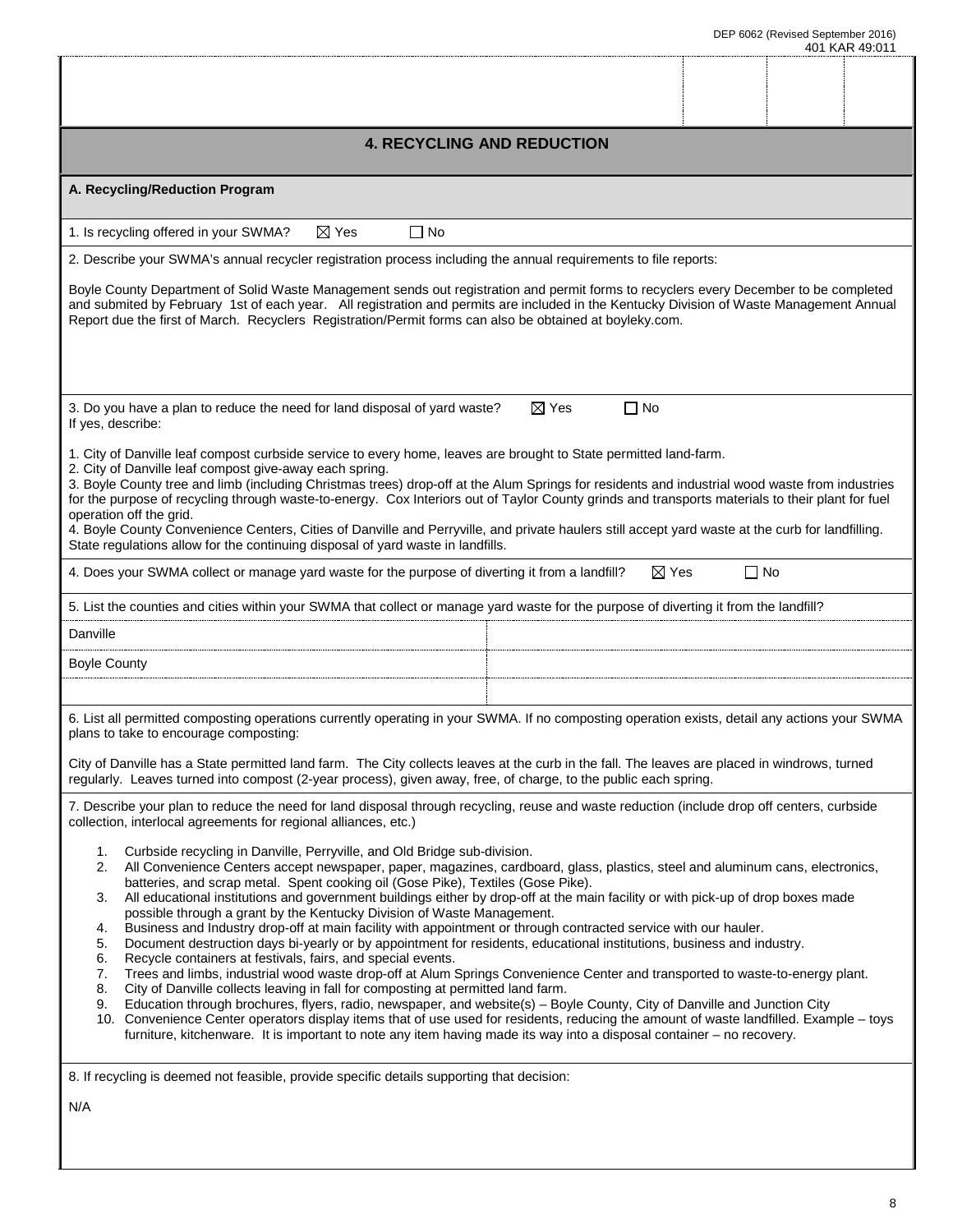## 4. RECYCLING AND REDUCTION

### A. Recycling/Reduction Program

1. Is recycling offered in your SWMA? ☒ Yes ☐ No

2. Describe your SWMA's annual recycler registration process including the annual requirements to file reports:

Boyle County Department of Solid Waste Management sends out registration and permit forms to recyclers every December to be completed and submited by February 1st of each year. All registration and permits are included in the Kentucky Division of Waste Management Annual Report due the first of March. Recyclers Registration/Permit forms can also be obtained at boyleky.com.

3. Do you have a plan to reduce the need for land disposal of yard waste? ☒ Yes ☐ No
If yes, describe:

1. City of Danville leaf compost curbside service to every home, leaves are brought to State permitted land-farm.
2. City of Danville leaf compost give-away each spring.
3. Boyle County tree and limb (including Christmas trees) drop-off at the Alum Springs for residents and industrial wood waste from industries for the purpose of recycling through waste-to-energy. Cox Interiors out of Taylor County grinds and transports materials to their plant for fuel operation off the grid.
4. Boyle County Convenience Centers, Cities of Danville and Perryville, and private haulers still accept yard waste at the curb for landfilling. State regulations allow for the continuing disposal of yard waste in landfills.

4. Does your SWMA collect or manage yard waste for the purpose of diverting it from a landfill? ☒ Yes ☐ No

5. List the counties and cities within your SWMA that collect or manage yard waste for the purpose of diverting it from the landfill?

| | |
|---|---|
| Danville | |
| Boyle County | |
| | |

6. List all permitted composting operations currently operating in your SWMA. If no composting operation exists, detail any actions your SWMA plans to take to encourage composting:

City of Danville has a State permitted land farm. The City collects leaves at the curb in the fall. The leaves are placed in windrows, turned regularly. Leaves turned into compost (2-year process), given away, free, of charge, to the public each spring.

7. Describe your plan to reduce the need for land disposal through recycling, reuse and waste reduction (include drop off centers, curbside collection, interlocal agreements for regional alliances, etc.)

1. Curbside recycling in Danville, Perryville, and Old Bridge sub-division.
2. All Convenience Centers accept newspaper, paper, magazines, cardboard, glass, plastics, steel and aluminum cans, electronics, batteries, and scrap metal. Spent cooking oil (Gose Pike), Textiles (Gose Pike).
3. All educational institutions and government buildings either by drop-off at the main facility or with pick-up of drop boxes made possible through a grant by the Kentucky Division of Waste Management.
4. Business and Industry drop-off at main facility with appointment or through contracted service with our hauler.
5. Document destruction days bi-yearly or by appointment for residents, educational institutions, business and industry.
6. Recycle containers at festivals, fairs, and special events.
7. Trees and limbs, industrial wood waste drop-off at Alum Springs Convenience Center and transported to waste-to-energy plant.
8. City of Danville collects leaving in fall for composting at permitted land farm.
9. Education through brochures, flyers, radio, newspaper, and website(s) – Boyle County, City of Danville and Junction City
10. Convenience Center operators display items that of use used for residents, reducing the amount of waste landfilled. Example – toys furniture, kitchenware. It is important to note any item having made its way into a disposal container – no recovery.

8. If recycling is deemed not feasible, provide specific details supporting that decision:

N/A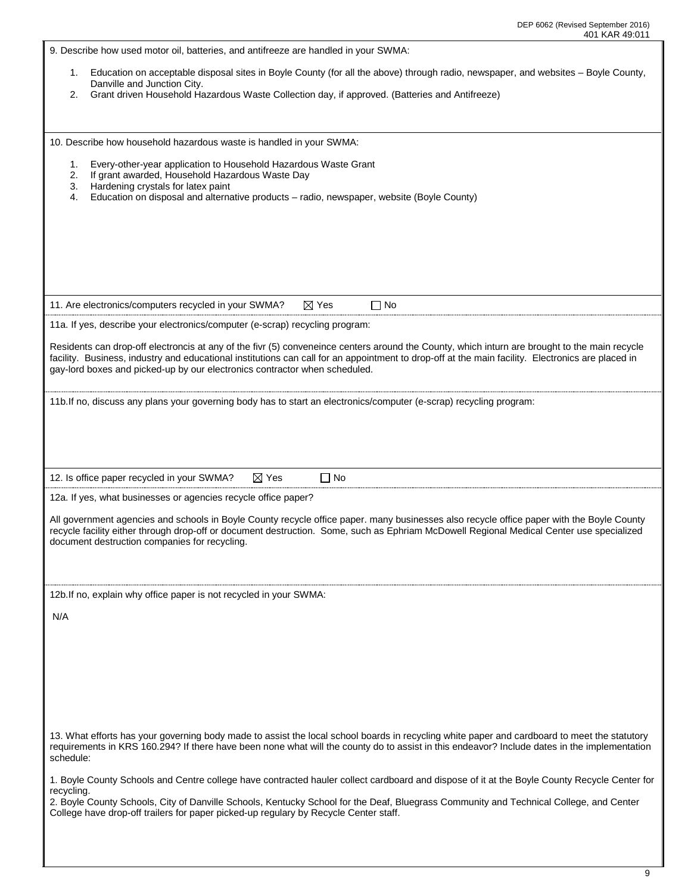9. Describe how used motor oil, batteries, and antifreeze are handled in your SWMA:

1. Education on acceptable disposal sites in Boyle County (for all the above) through radio, newspaper, and websites – Boyle County, Danville and Junction City.
2. Grant driven Household Hazardous Waste Collection day, if approved. (Batteries and Antifreeze)

10. Describe how household hazardous waste is handled in your SWMA:

1. Every-other-year application to Household Hazardous Waste Grant
2. If grant awarded, Household Hazardous Waste Day
3. Hardening crystals for latex paint
4. Education on disposal and alternative products – radio, newspaper, website (Boyle County)

11. Are electronics/computers recycled in your SWMA? ☒ Yes ☐ No

11a. If yes, describe your electronics/computer (e-scrap) recycling program:

Residents can drop-off electroncis at any of the fivr (5) conveneince centers around the County, which inturn are brought to the main recycle facility. Business, industry and educational institutions can call for an appointment to drop-off at the main facility. Electronics are placed in gay-lord boxes and picked-up by our electronics contractor when scheduled.

11b.If no, discuss any plans your governing body has to start an electronics/computer (e-scrap) recycling program:

12. Is office paper recycled in your SWMA? ☒ Yes ☐ No

12a. If yes, what businesses or agencies recycle office paper?

All government agencies and schools in Boyle County recycle office paper. many businesses also recycle office paper with the Boyle County recycle facility either through drop-off or document destruction. Some, such as Ephriam McDowell Regional Medical Center use specialized document destruction companies for recycling.

12b.If no, explain why office paper is not recycled in your SWMA:

N/A

13. What efforts has your governing body made to assist the local school boards in recycling white paper and cardboard to meet the statutory requirements in KRS 160.294? If there have been none what will the county do to assist in this endeavor? Include dates in the implementation schedule:

1. Boyle County Schools and Centre college have contracted hauler collect cardboard and dispose of it at the Boyle County Recycle Center for recycling.
2. Boyle County Schools, City of Danville Schools, Kentucky School for the Deaf, Bluegrass Community and Technical College, and Center College have drop-off trailers for paper picked-up regulary by Recycle Center staff.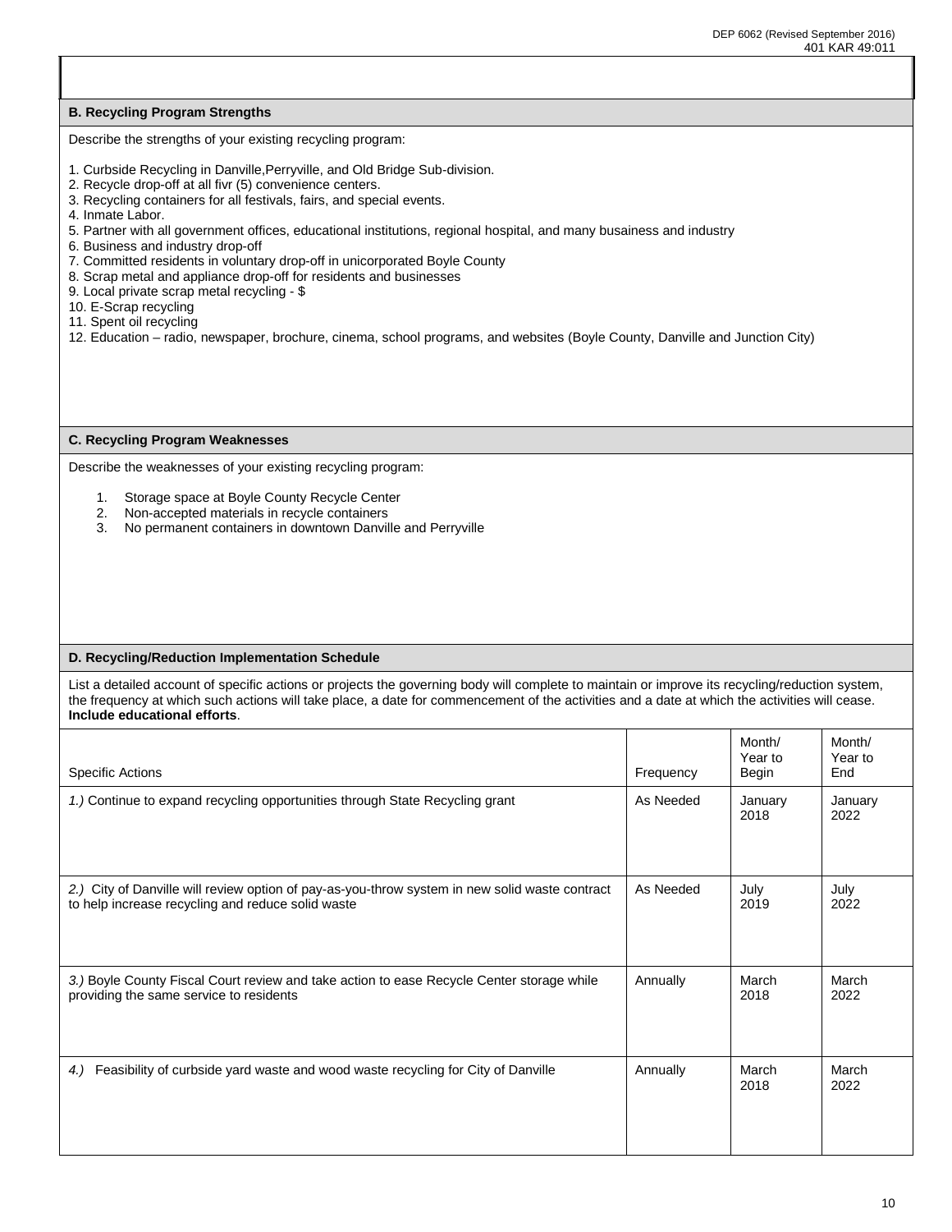## B. Recycling Program Strengths

Describe the strengths of your existing recycling program:

1. Curbside Recycling in Danville,Perryville, and Old Bridge Sub-division.
2. Recycle drop-off at all fivr (5) convenience centers.
3. Recycling containers for all festivals, fairs, and special events.
4. Inmate Labor.
5. Partner with all government offices, educational institutions, regional hospital, and many busainess and industry
6. Business and industry drop-off
7. Committed residents in voluntary drop-off in unicorporated Boyle County
8. Scrap metal and appliance drop-off for residents and businesses
9. Local private scrap metal recycling - $
10. E-Scrap recycling
11. Spent oil recycling
12. Education – radio, newspaper, brochure, cinema, school programs, and websites (Boyle County, Danville and Junction City)

## C. Recycling Program Weaknesses

Describe the weaknesses of your existing recycling program:

1. Storage space at Boyle County Recycle Center
2. Non-accepted materials in recycle containers
3. No permanent containers in downtown Danville and Perryville

## D. Recycling/Reduction Implementation Schedule

List a detailed account of specific actions or projects the governing body will complete to maintain or improve its recycling/reduction system, the frequency at which such actions will take place, a date for commencement of the activities and a date at which the activities will cease. **Include educational efforts**.

| Specific Actions | Frequency | Month/ Year to Begin | Month/ Year to End |
|---|---|---|---|
| *1.)* Continue to expand recycling opportunities through State Recycling grant | As Needed | January 2018 | January 2022 |
| *2.)* City of Danville will review option of pay-as-you-throw system in new solid waste contract to help increase recycling and reduce solid waste | As Needed | July 2019 | July 2022 |
| *3.)* Boyle County Fiscal Court review and take action to ease Recycle Center storage while providing the same service to residents | Annually | March 2018 | March 2022 |
| *4.)* Feasibility of curbside yard waste and wood waste recycling for City of Danville | Annually | March 2018 | March 2022 |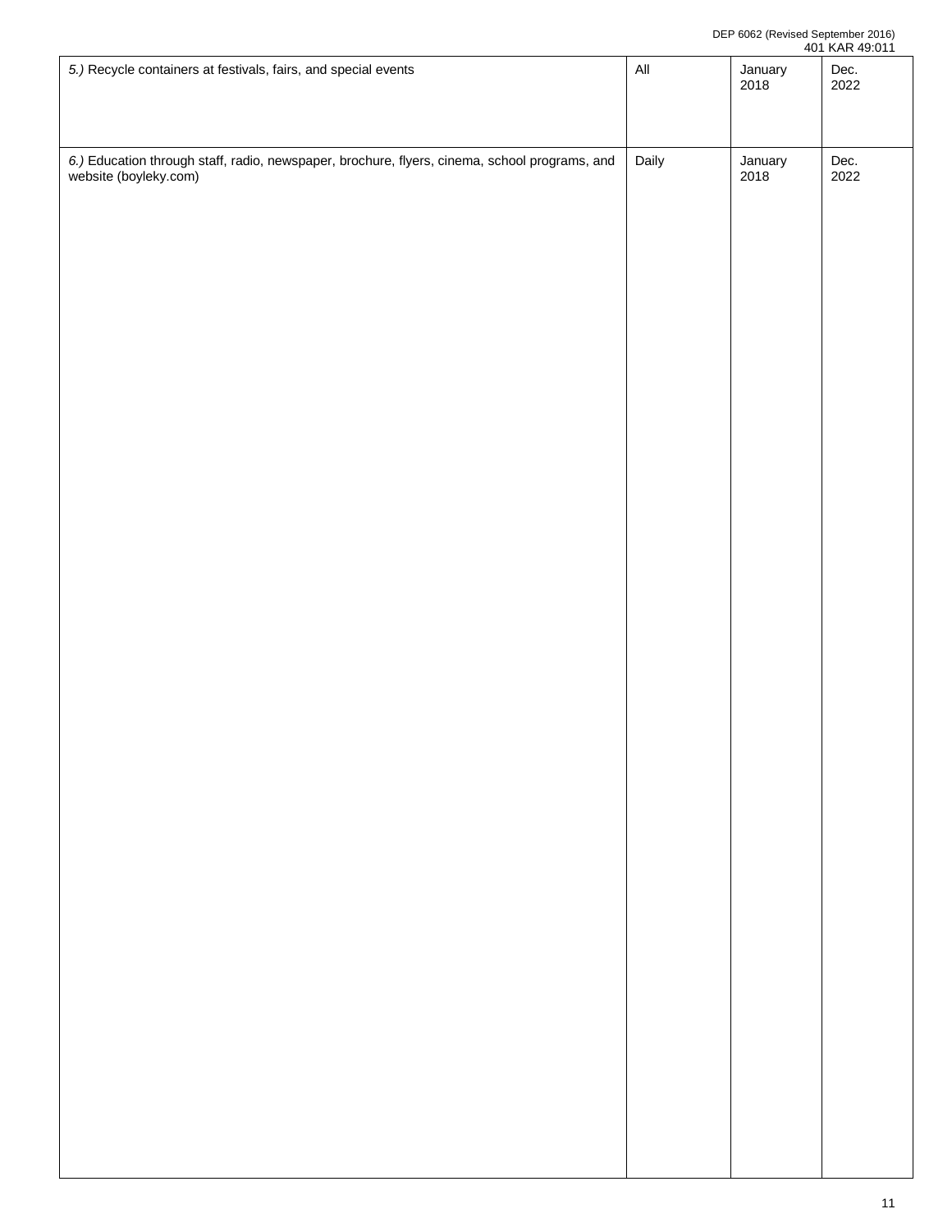| | | | |
|---|---|---|---|
| *5.)* Recycle containers at festivals, fairs, and special events | All | January 2018 | Dec. 2022 |
| *6.)* Education through staff, radio, newspaper, brochure, flyers, cinema, school programs, and website (boyleky.com) | Daily | January 2018 | Dec. 2022 |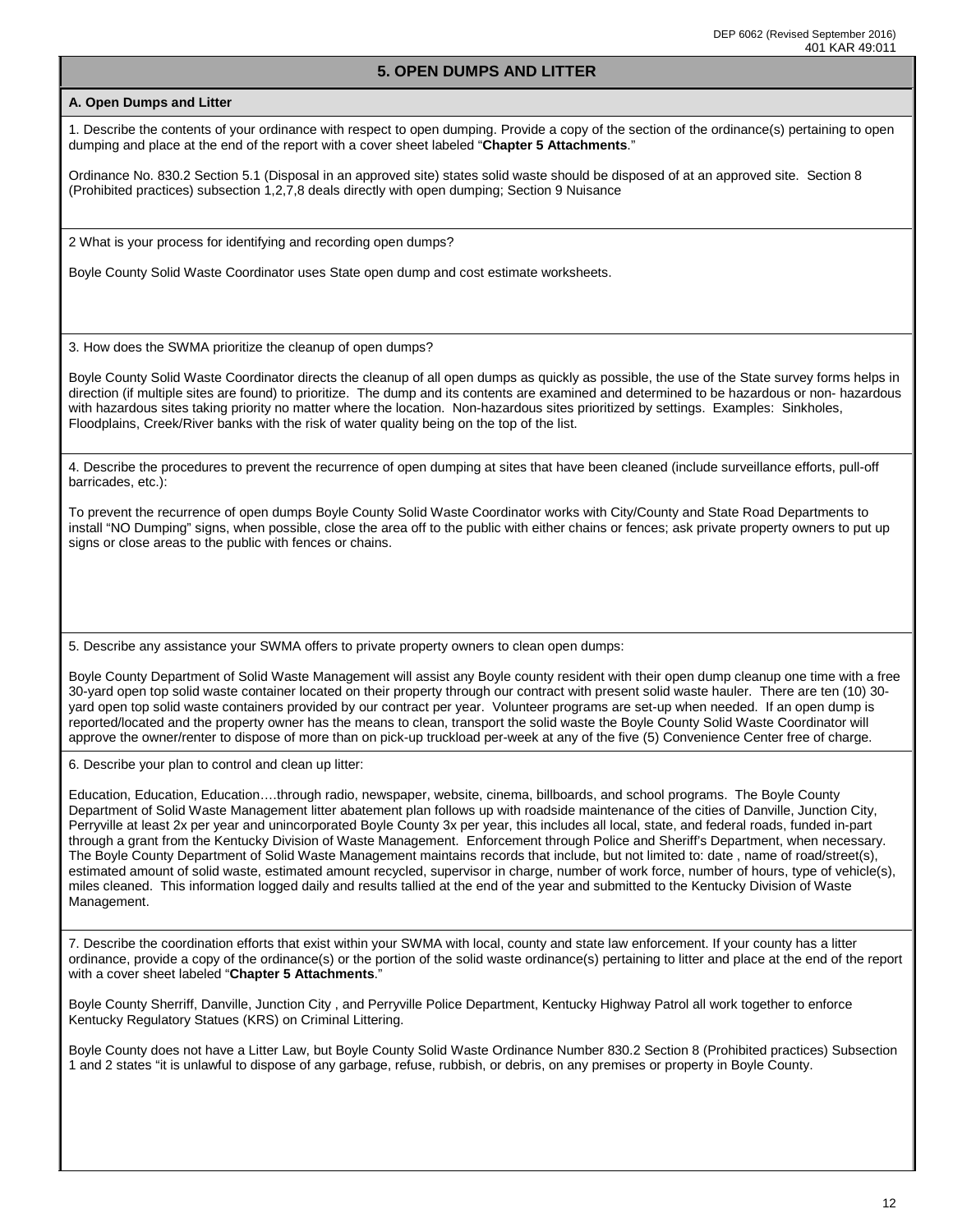## 5. OPEN DUMPS AND LITTER

### A. Open Dumps and Litter

1. Describe the contents of your ordinance with respect to open dumping. Provide a copy of the section of the ordinance(s) pertaining to open dumping and place at the end of the report with a cover sheet labeled "**Chapter 5 Attachments**."

Ordinance No. 830.2 Section 5.1 (Disposal in an approved site) states solid waste should be disposed of at an approved site. Section 8 (Prohibited practices) subsection 1,2,7,8 deals directly with open dumping; Section 9 Nuisance

2 What is your process for identifying and recording open dumps?

Boyle County Solid Waste Coordinator uses State open dump and cost estimate worksheets.

3. How does the SWMA prioritize the cleanup of open dumps?

Boyle County Solid Waste Coordinator directs the cleanup of all open dumps as quickly as possible, the use of the State survey forms helps in direction (if multiple sites are found) to prioritize. The dump and its contents are examined and determined to be hazardous or non- hazardous with hazardous sites taking priority no matter where the location. Non-hazardous sites prioritized by settings. Examples: Sinkholes, Floodplains, Creek/River banks with the risk of water quality being on the top of the list.

4. Describe the procedures to prevent the recurrence of open dumping at sites that have been cleaned (include surveillance efforts, pull-off barricades, etc.):

To prevent the recurrence of open dumps Boyle County Solid Waste Coordinator works with City/County and State Road Departments to install "NO Dumping" signs, when possible, close the area off to the public with either chains or fences; ask private property owners to put up signs or close areas to the public with fences or chains.

5. Describe any assistance your SWMA offers to private property owners to clean open dumps:

Boyle County Department of Solid Waste Management will assist any Boyle county resident with their open dump cleanup one time with a free 30-yard open top solid waste container located on their property through our contract with present solid waste hauler. There are ten (10) 30-yard open top solid waste containers provided by our contract per year. Volunteer programs are set-up when needed. If an open dump is reported/located and the property owner has the means to clean, transport the solid waste the Boyle County Solid Waste Coordinator will approve the owner/renter to dispose of more than on pick-up truckload per-week at any of the five (5) Convenience Center free of charge.

6. Describe your plan to control and clean up litter:

Education, Education, Education….through radio, newspaper, website, cinema, billboards, and school programs. The Boyle County Department of Solid Waste Management litter abatement plan follows up with roadside maintenance of the cities of Danville, Junction City, Perryville at least 2x per year and unincorporated Boyle County 3x per year, this includes all local, state, and federal roads, funded in-part through a grant from the Kentucky Division of Waste Management. Enforcement through Police and Sheriff's Department, when necessary. The Boyle County Department of Solid Waste Management maintains records that include, but not limited to: date , name of road/street(s), estimated amount of solid waste, estimated amount recycled, supervisor in charge, number of work force, number of hours, type of vehicle(s), miles cleaned. This information logged daily and results tallied at the end of the year and submitted to the Kentucky Division of Waste Management.

7. Describe the coordination efforts that exist within your SWMA with local, county and state law enforcement. If your county has a litter ordinance, provide a copy of the ordinance(s) or the portion of the solid waste ordinance(s) pertaining to litter and place at the end of the report with a cover sheet labeled "**Chapter 5 Attachments**."

Boyle County Sherriff, Danville, Junction City , and Perryville Police Department, Kentucky Highway Patrol all work together to enforce Kentucky Regulatory Statues (KRS) on Criminal Littering.

Boyle County does not have a Litter Law, but Boyle County Solid Waste Ordinance Number 830.2 Section 8 (Prohibited practices) Subsection 1 and 2 states "it is unlawful to dispose of any garbage, refuse, rubbish, or debris, on any premises or property in Boyle County.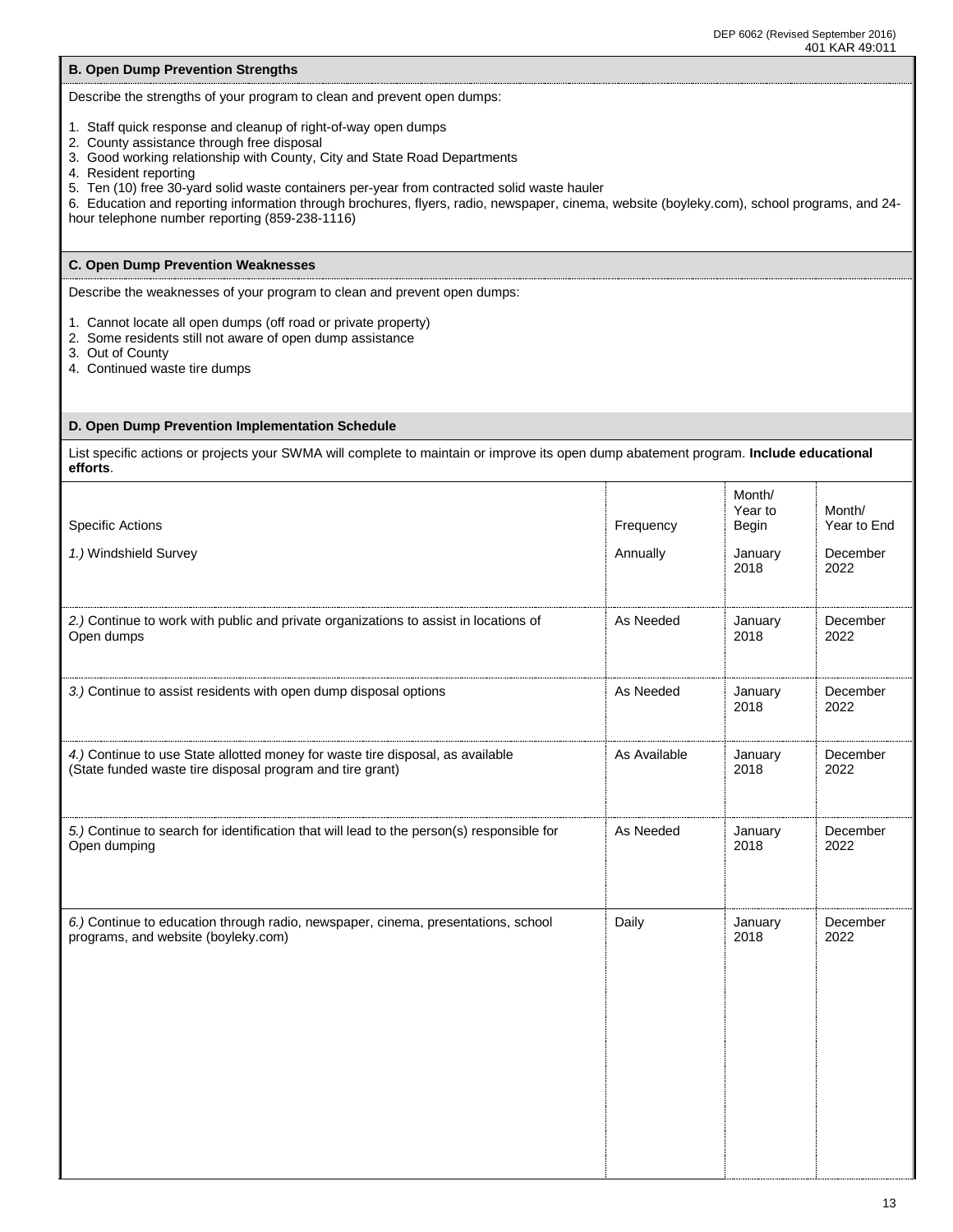### B. Open Dump Prevention Strengths

Describe the strengths of your program to clean and prevent open dumps:

1. Staff quick response and cleanup of right-of-way open dumps
2. County assistance through free disposal
3. Good working relationship with County, City and State Road Departments
4. Resident reporting
5. Ten (10) free 30-yard solid waste containers per-year from contracted solid waste hauler
6. Education and reporting information through brochures, flyers, radio, newspaper, cinema, website (boyleky.com), school programs, and 24-hour telephone number reporting (859-238-1116)

### C. Open Dump Prevention Weaknesses

Describe the weaknesses of your program to clean and prevent open dumps:

1. Cannot locate all open dumps (off road or private property)
2. Some residents still not aware of open dump assistance
3. Out of County
4. Continued waste tire dumps

### D. Open Dump Prevention Implementation Schedule

List specific actions or projects your SWMA will complete to maintain or improve its open dump abatement program. **Include educational efforts**.

| Specific Actions | Frequency | Month/ Year to Begin | Month/ Year to End |
|---|---|---|---|
| *1.)* Windshield Survey | Annually | January 2018 | December 2022 |
| *2.)* Continue to work with public and private organizations to assist in locations of Open dumps | As Needed | January 2018 | December 2022 |
| *3.)* Continue to assist residents with open dump disposal options | As Needed | January 2018 | December 2022 |
| *4.)* Continue to use State allotted money for waste tire disposal, as available (State funded waste tire disposal program and tire grant) | As Available | January 2018 | December 2022 |
| *5.)* Continue to search for identification that will lead to the person(s) responsible for Open dumping | As Needed | January 2018 | December 2022 |
| *6.)* Continue to education through radio, newspaper, cinema, presentations, school programs, and website (boyleky.com) | Daily | January 2018 | December 2022 |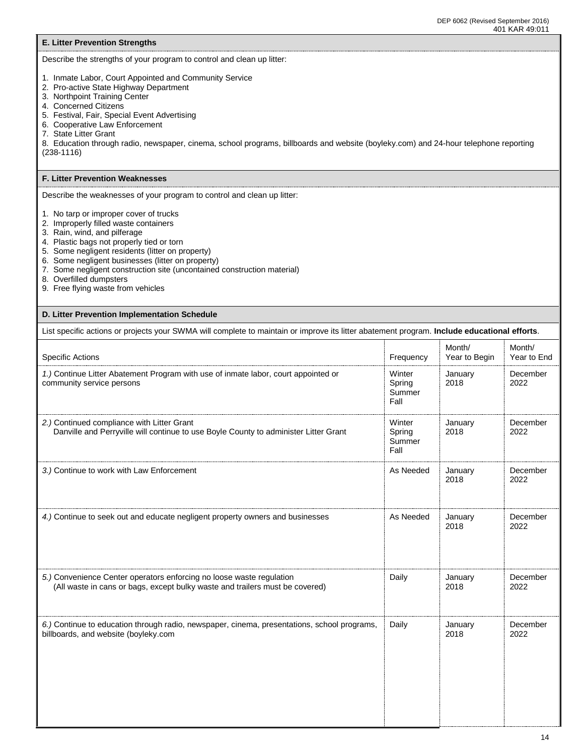### E. Litter Prevention Strengths

Describe the strengths of your program to control and clean up litter:

1. Inmate Labor, Court Appointed and Community Service
2. Pro-active State Highway Department
3. Northpoint Training Center
4. Concerned Citizens
5. Festival, Fair, Special Event Advertising
6. Cooperative Law Enforcement
7. State Litter Grant
8. Education through radio, newspaper, cinema, school programs, billboards and website (boyleky.com) and 24-hour telephone reporting (238-1116)

### F. Litter Prevention Weaknesses

Describe the weaknesses of your program to control and clean up litter:

1. No tarp or improper cover of trucks
2. Improperly filled waste containers
3. Rain, wind, and pilferage
4. Plastic bags not properly tied or torn
5. Some negligent residents (litter on property)
6. Some negligent businesses (litter on property)
7. Some negligent construction site (uncontained construction material)
8. Overfilled dumpsters
9. Free flying waste from vehicles

### D. Litter Prevention Implementation Schedule

List specific actions or projects your SWMA will complete to maintain or improve its litter abatement program. **Include educational efforts**.

| Specific Actions | Frequency | Month/ Year to Begin | Month/ Year to End |
|---|---|---|---|
| *1.)* Continue Litter Abatement Program with use of inmate labor, court appointed or community service persons | Winter Spring Summer Fall | January 2018 | December 2022 |
| *2.)* Continued compliance with Litter Grant Danville and Perryville will continue to use Boyle County to administer Litter Grant | Winter Spring Summer Fall | January 2018 | December 2022 |
| *3.)* Continue to work with Law Enforcement | As Needed | January 2018 | December 2022 |
| *4.)* Continue to seek out and educate negligent property owners and businesses | As Needed | January 2018 | December 2022 |
| *5.)* Convenience Center operators enforcing no loose waste regulation (All waste in cans or bags, except bulky waste and trailers must be covered) | Daily | January 2018 | December 2022 |
| *6.)* Continue to education through radio, newspaper, cinema, presentations, school programs, billboards, and website (boyleky.com | Daily | January 2018 | December 2022 |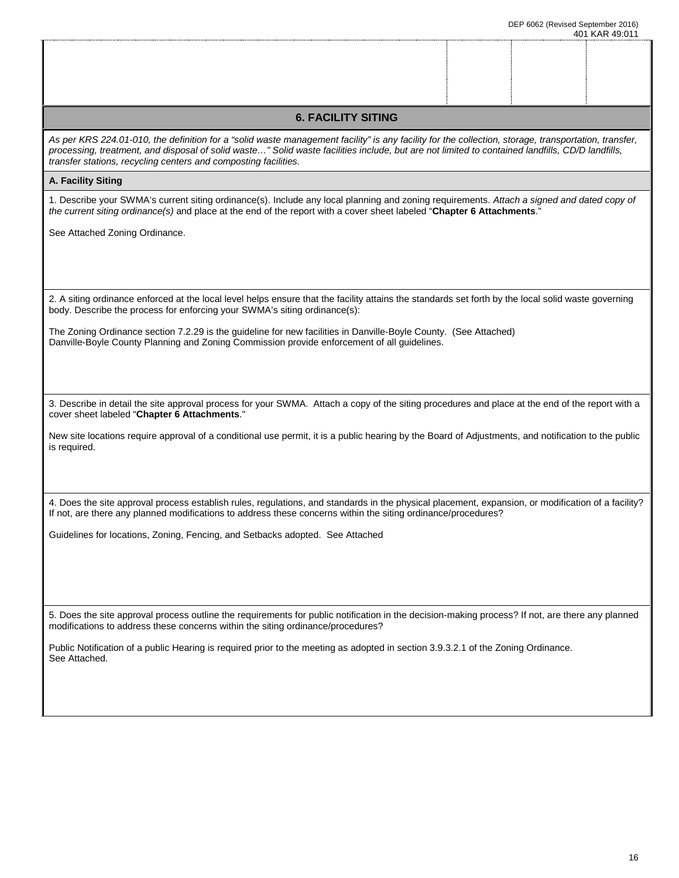## 6. FACILITY SITING

*As per KRS 224.01-010, the definition for a "solid waste management facility" is any facility for the collection, storage, transportation, transfer, processing, treatment, and disposal of solid waste…" Solid waste facilities include, but are not limited to contained landfills, CD/D landfills, transfer stations, recycling centers and composting facilities.*

### A. Facility Siting

1. Describe your SWMA's current siting ordinance(s). Include any local planning and zoning requirements. *Attach a signed and dated copy of the current siting ordinance(s)* and place at the end of the report with a cover sheet labeled "**Chapter 6 Attachments**."

See Attached Zoning Ordinance.

2. A siting ordinance enforced at the local level helps ensure that the facility attains the standards set forth by the local solid waste governing body. Describe the process for enforcing your SWMA's siting ordinance(s):

The Zoning Ordinance section 7.2.29 is the guideline for new facilities in Danville-Boyle County. (See Attached)
Danville-Boyle County Planning and Zoning Commission provide enforcement of all guidelines.

3. Describe in detail the site approval process for your SWMA. Attach a copy of the siting procedures and place at the end of the report with a cover sheet labeled "**Chapter 6 Attachments**."

New site locations require approval of a conditional use permit, it is a public hearing by the Board of Adjustments, and notification to the public is required.

4. Does the site approval process establish rules, regulations, and standards in the physical placement, expansion, or modification of a facility? If not, are there any planned modifications to address these concerns within the siting ordinance/procedures?

Guidelines for locations, Zoning, Fencing, and Setbacks adopted. See Attached

5. Does the site approval process outline the requirements for public notification in the decision-making process? If not, are there any planned modifications to address these concerns within the siting ordinance/procedures?

Public Notification of a public Hearing is required prior to the meeting as adopted in section 3.9.3.2.1 of the Zoning Ordinance.
See Attached.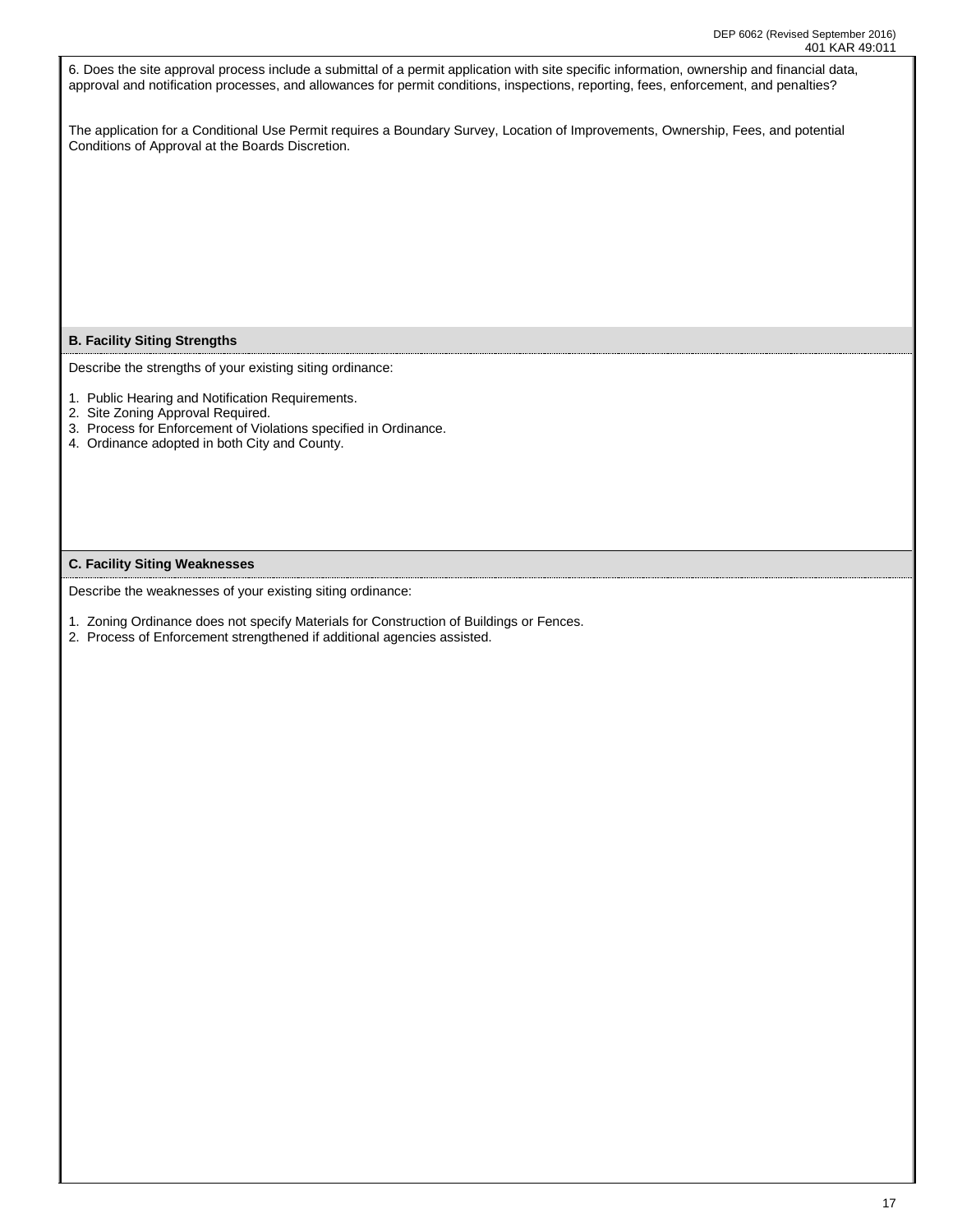6. Does the site approval process include a submittal of a permit application with site specific information, ownership and financial data, approval and notification processes, and allowances for permit conditions, inspections, reporting, fees, enforcement, and penalties?

The application for a Conditional Use Permit requires a Boundary Survey, Location of Improvements, Ownership, Fees, and potential Conditions of Approval at the Boards Discretion.

**B. Facility Siting Strengths**

Describe the strengths of your existing siting ordinance:

1. Public Hearing and Notification Requirements.
2. Site Zoning Approval Required.
3. Process for Enforcement of Violations specified in Ordinance.
4. Ordinance adopted in both City and County.

**C. Facility Siting Weaknesses**

Describe the weaknesses of your existing siting ordinance:

1. Zoning Ordinance does not specify Materials for Construction of Buildings or Fences.
2. Process of Enforcement strengthened if additional agencies assisted.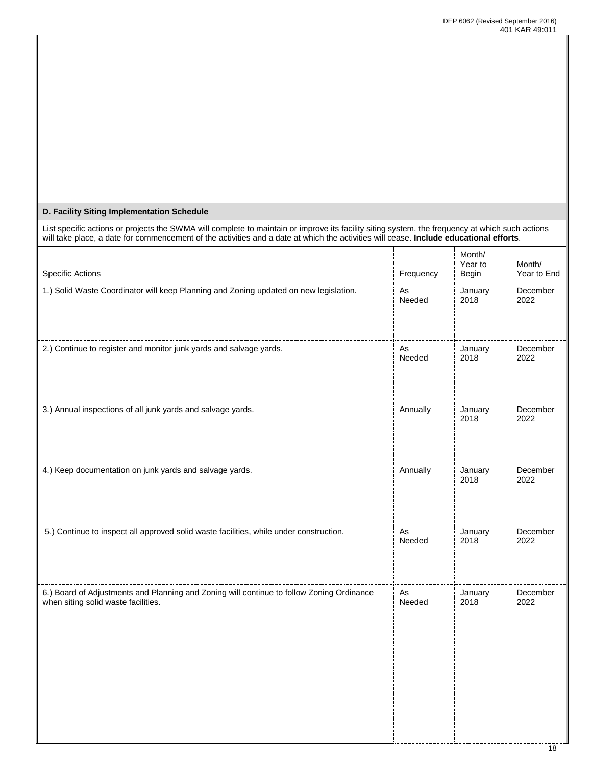### D. Facility Siting Implementation Schedule

List specific actions or projects the SWMA will complete to maintain or improve its facility siting system, the frequency at which such actions will take place, a date for commencement of the activities and a date at which the activities will cease. **Include educational efforts**.

| Specific Actions | Frequency | Month/ Year to Begin | Month/ Year to End |
|---|---|---|---|
| 1.) Solid Waste Coordinator will keep Planning and Zoning updated on new legislation. | As Needed | January 2018 | December 2022 |
| 2.) Continue to register and monitor junk yards and salvage yards. | As Needed | January 2018 | December 2022 |
| 3.) Annual inspections of all junk yards and salvage yards. | Annually | January 2018 | December 2022 |
| 4.) Keep documentation on junk yards and salvage yards. | Annually | January 2018 | December 2022 |
| 5.) Continue to inspect all approved solid waste facilities, while under construction. | As Needed | January 2018 | December 2022 |
| 6.) Board of Adjustments and Planning and Zoning will continue to follow Zoning Ordinance when siting solid waste facilities. | As Needed | January 2018 | December 2022 |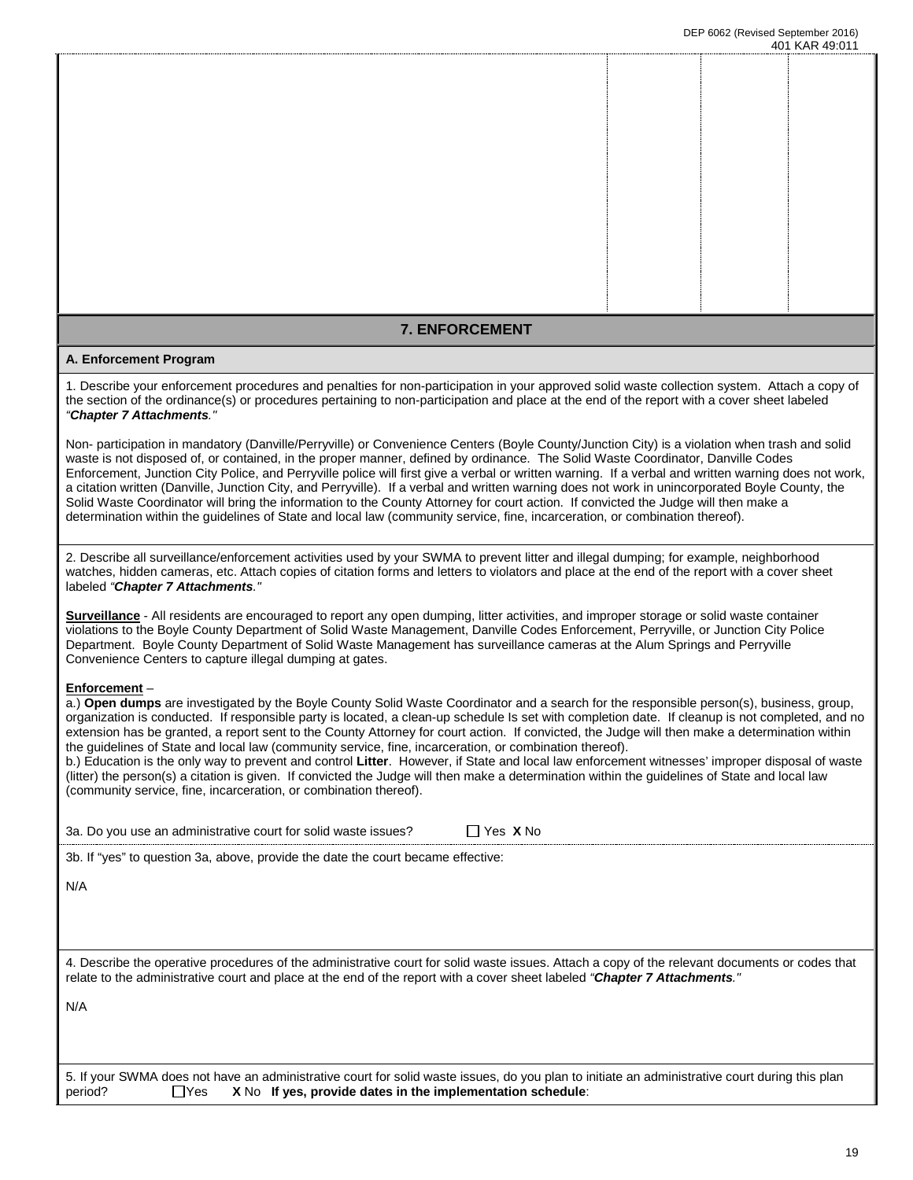## 7. ENFORCEMENT

### A. Enforcement Program

1. Describe your enforcement procedures and penalties for non-participation in your approved solid waste collection system. Attach a copy of the section of the ordinance(s) or procedures pertaining to non-participation and place at the end of the report with a cover sheet labeled *"**Chapter 7 Attachments**."*

Non- participation in mandatory (Danville/Perryville) or Convenience Centers (Boyle County/Junction City) is a violation when trash and solid waste is not disposed of, or contained, in the proper manner, defined by ordinance. The Solid Waste Coordinator, Danville Codes Enforcement, Junction City Police, and Perryville police will first give a verbal or written warning. If a verbal and written warning does not work, a citation written (Danville, Junction City, and Perryville). If a verbal and written warning does not work in unincorporated Boyle County, the Solid Waste Coordinator will bring the information to the County Attorney for court action. If convicted the Judge will then make a determination within the guidelines of State and local law (community service, fine, incarceration, or combination thereof).

2. Describe all surveillance/enforcement activities used by your SWMA to prevent litter and illegal dumping; for example, neighborhood watches, hidden cameras, etc. Attach copies of citation forms and letters to violators and place at the end of the report with a cover sheet labeled *"**Chapter 7 Attachments**."*

**Surveillance** - All residents are encouraged to report any open dumping, litter activities, and improper storage or solid waste container violations to the Boyle County Department of Solid Waste Management, Danville Codes Enforcement, Perryville, or Junction City Police Department. Boyle County Department of Solid Waste Management has surveillance cameras at the Alum Springs and Perryville Convenience Centers to capture illegal dumping at gates.

**Enforcement** –
a.) **Open dumps** are investigated by the Boyle County Solid Waste Coordinator and a search for the responsible person(s), business, group, organization is conducted. If responsible party is located, a clean-up schedule Is set with completion date. If cleanup is not completed, and no extension has been granted, a report sent to the County Attorney for court action. If convicted, the Judge will then make a determination within the guidelines of State and local law (community service, fine, incarceration, or combination thereof).
b.) Education is the only way to prevent and control **Litter**. However, if State and local law enforcement witnesses' improper disposal of waste (litter) the person(s) a citation is given. If convicted the Judge will then make a determination within the guidelines of State and local law (community service, fine, incarceration, or combination thereof).

3a. Do you use an administrative court for solid waste issues? ☐ Yes **X** No

3b. If "yes" to question 3a, above, provide the date the court became effective:

N/A

4. Describe the operative procedures of the administrative court for solid waste issues. Attach a copy of the relevant documents or codes that relate to the administrative court and place at the end of the report with a cover sheet labeled *"**Chapter 7 Attachments**."*

N/A

5. If your SWMA does not have an administrative court for solid waste issues, do you plan to initiate an administrative court during this plan period? ☐Yes **X** No **If yes, provide dates in the implementation schedule**: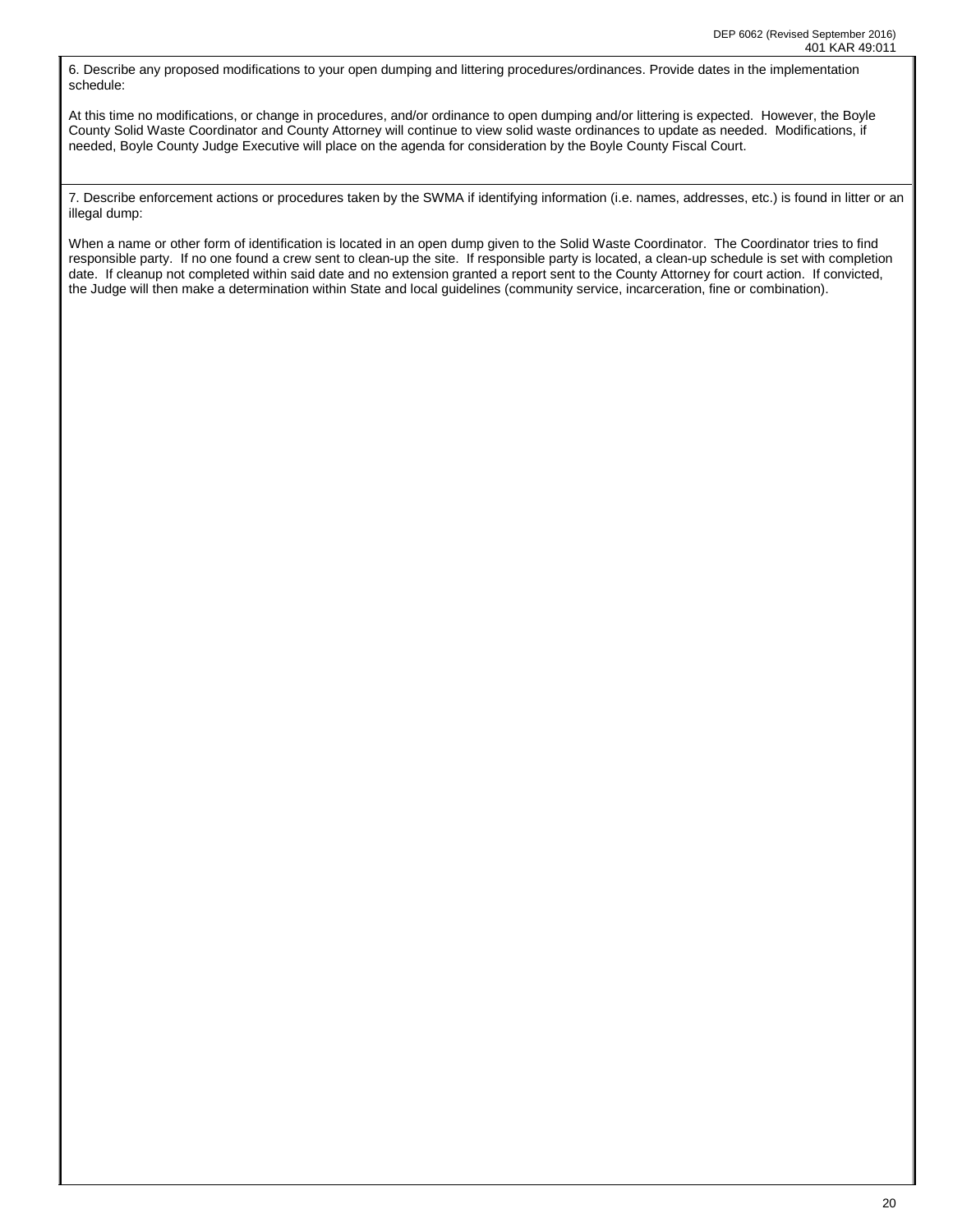6. Describe any proposed modifications to your open dumping and littering procedures/ordinances. Provide dates in the implementation schedule:

At this time no modifications, or change in procedures, and/or ordinance to open dumping and/or littering is expected. However, the Boyle County Solid Waste Coordinator and County Attorney will continue to view solid waste ordinances to update as needed. Modifications, if needed, Boyle County Judge Executive will place on the agenda for consideration by the Boyle County Fiscal Court.

7. Describe enforcement actions or procedures taken by the SWMA if identifying information (i.e. names, addresses, etc.) is found in litter or an illegal dump:

When a name or other form of identification is located in an open dump given to the Solid Waste Coordinator. The Coordinator tries to find responsible party. If no one found a crew sent to clean-up the site. If responsible party is located, a clean-up schedule is set with completion date. If cleanup not completed within said date and no extension granted a report sent to the County Attorney for court action. If convicted, the Judge will then make a determination within State and local guidelines (community service, incarceration, fine or combination).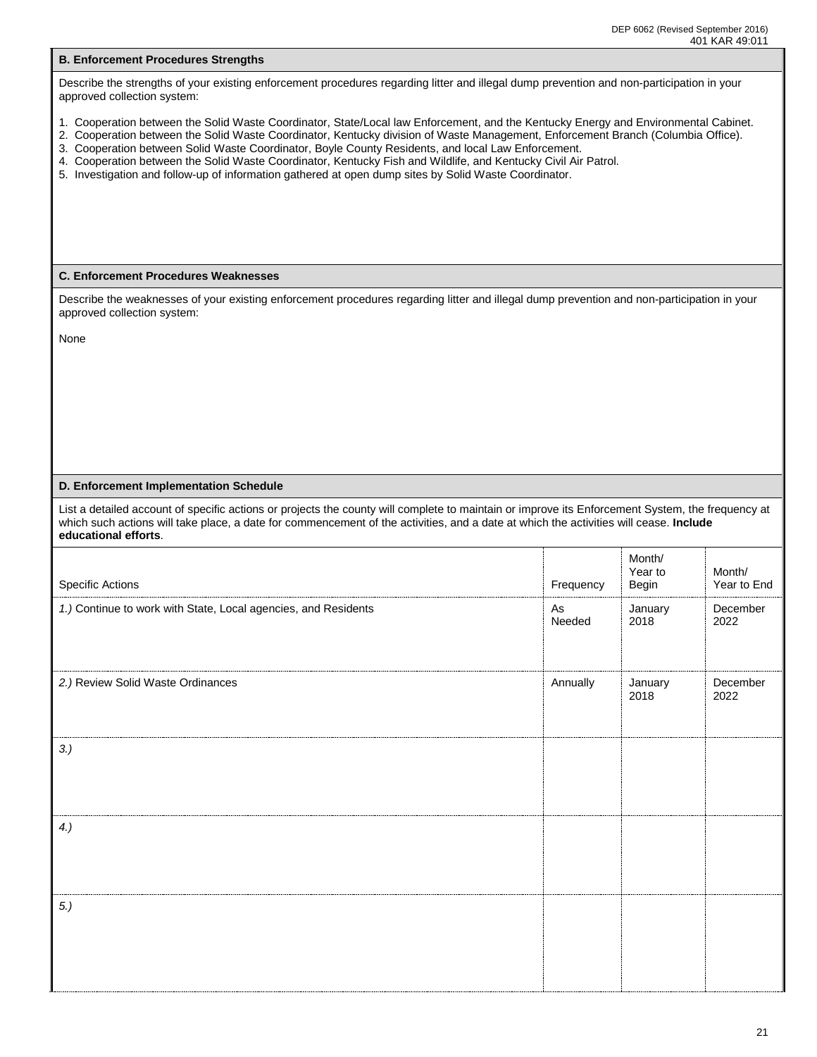### B. Enforcement Procedures Strengths

Describe the strengths of your existing enforcement procedures regarding litter and illegal dump prevention and non-participation in your approved collection system:

1. Cooperation between the Solid Waste Coordinator, State/Local law Enforcement, and the Kentucky Energy and Environmental Cabinet.
2. Cooperation between the Solid Waste Coordinator, Kentucky division of Waste Management, Enforcement Branch (Columbia Office).
3. Cooperation between Solid Waste Coordinator, Boyle County Residents, and local Law Enforcement.
4. Cooperation between the Solid Waste Coordinator, Kentucky Fish and Wildlife, and Kentucky Civil Air Patrol.
5. Investigation and follow-up of information gathered at open dump sites by Solid Waste Coordinator.

### C. Enforcement Procedures Weaknesses

Describe the weaknesses of your existing enforcement procedures regarding litter and illegal dump prevention and non-participation in your approved collection system:

None

### D. Enforcement Implementation Schedule

List a detailed account of specific actions or projects the county will complete to maintain or improve its Enforcement System, the frequency at which such actions will take place, a date for commencement of the activities, and a date at which the activities will cease. **Include educational efforts**.

| Specific Actions | Frequency | Month/ Year to Begin | Month/ Year to End |
|---|---|---|---|
| *1.)* Continue to work with State, Local agencies, and Residents | As Needed | January 2018 | December 2022 |
| *2.)* Review Solid Waste Ordinances | Annually | January 2018 | December 2022 |
| *3.)* | | | |
| *4.)* | | | |
| *5.)* | | | |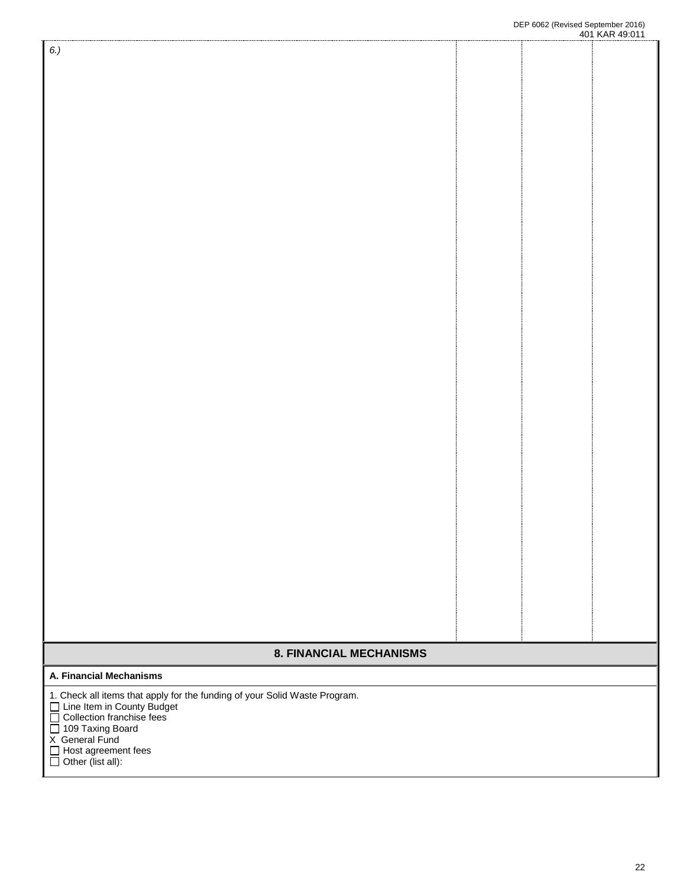| 6.) | | | |
|---|---|---|---|

## 8. FINANCIAL MECHANISMS

**A. Financial Mechanisms**

1. Check all items that apply for the funding of your Solid Waste Program.

☐ Line Item in County Budget
☐ Collection franchise fees
☐ 109 Taxing Board
X General Fund
☐ Host agreement fees
☐ Other (list all):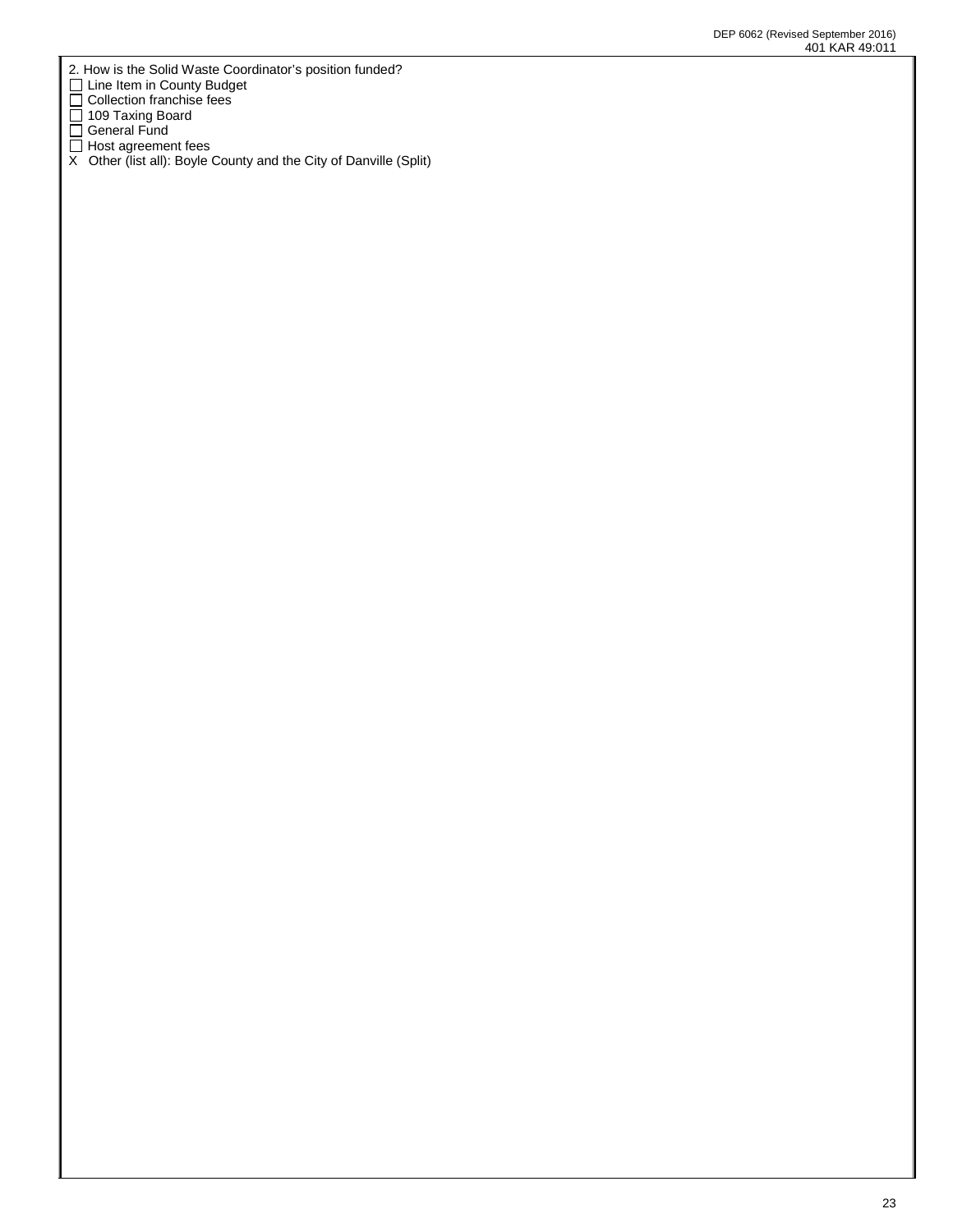2. How is the Solid Waste Coordinator's position funded?

- ☐ Line Item in County Budget
- ☐ Collection franchise fees
- ☐ 109 Taxing Board
- ☐ General Fund
- ☐ Host agreement fees
- X Other (list all): Boyle County and the City of Danville (Split)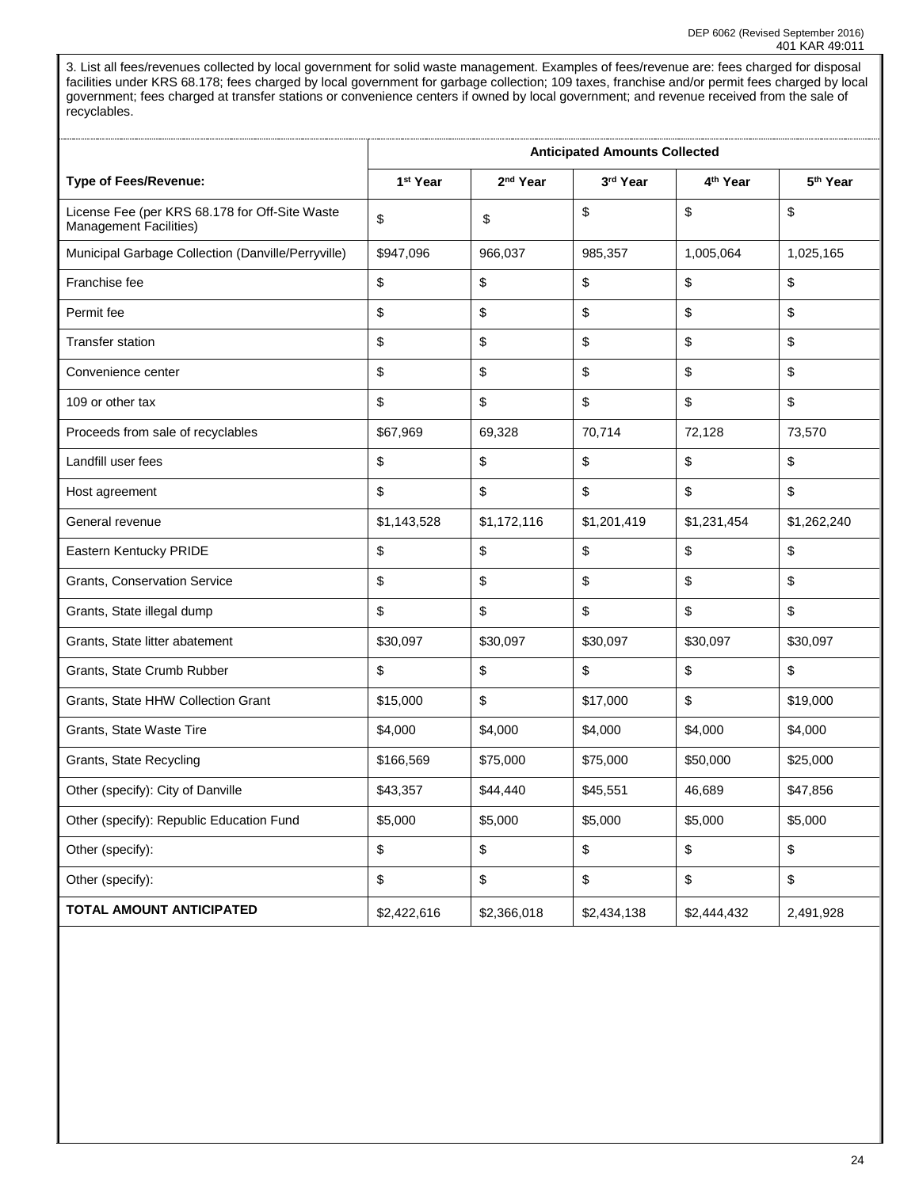3. List all fees/revenues collected by local government for solid waste management. Examples of fees/revenue are: fees charged for disposal facilities under KRS 68.178; fees charged by local government for garbage collection; 109 taxes, franchise and/or permit fees charged by local government; fees charged at transfer stations or convenience centers if owned by local government; and revenue received from the sale of recyclables.

| | Anticipated Amounts Collected | | | | |
|---|---|---|---|---|---|
| **Type of Fees/Revenue:** | **1st Year** | **2nd Year** | **3rd Year** | **4th Year** | **5th Year** |
| License Fee (per KRS 68.178 for Off-Site Waste Management Facilities) | $ | $ | $ | $ | $ |
| Municipal Garbage Collection (Danville/Perryville) | $947,096 | 966,037 | 985,357 | 1,005,064 | 1,025,165 |
| Franchise fee | $ | $ | $ | $ | $ |
| Permit fee | $ | $ | $ | $ | $ |
| Transfer station | $ | $ | $ | $ | $ |
| Convenience center | $ | $ | $ | $ | $ |
| 109 or other tax | $ | $ | $ | $ | $ |
| Proceeds from sale of recyclables | $67,969 | 69,328 | 70,714 | 72,128 | 73,570 |
| Landfill user fees | $ | $ | $ | $ | $ |
| Host agreement | $ | $ | $ | $ | $ |
| General revenue | $1,143,528 | $1,172,116 | $1,201,419 | $1,231,454 | $1,262,240 |
| Eastern Kentucky PRIDE | $ | $ | $ | $ | $ |
| Grants, Conservation Service | $ | $ | $ | $ | $ |
| Grants, State illegal dump | $ | $ | $ | $ | $ |
| Grants, State litter abatement | $30,097 | $30,097 | $30,097 | $30,097 | $30,097 |
| Grants, State Crumb Rubber | $ | $ | $ | $ | $ |
| Grants, State HHW Collection Grant | $15,000 | $ | $17,000 | $ | $19,000 |
| Grants, State Waste Tire | $4,000 | $4,000 | $4,000 | $4,000 | $4,000 |
| Grants, State Recycling | $166,569 | $75,000 | $75,000 | $50,000 | $25,000 |
| Other (specify): City of Danville | $43,357 | $44,440 | $45,551 | 46,689 | $47,856 |
| Other (specify): Republic Education Fund | $5,000 | $5,000 | $5,000 | $5,000 | $5,000 |
| Other (specify): | $ | $ | $ | $ | $ |
| Other (specify): | $ | $ | $ | $ | $ |
| **TOTAL AMOUNT ANTICIPATED** | $2,422,616 | $2,366,018 | $2,434,138 | $2,444,432 | 2,491,928 |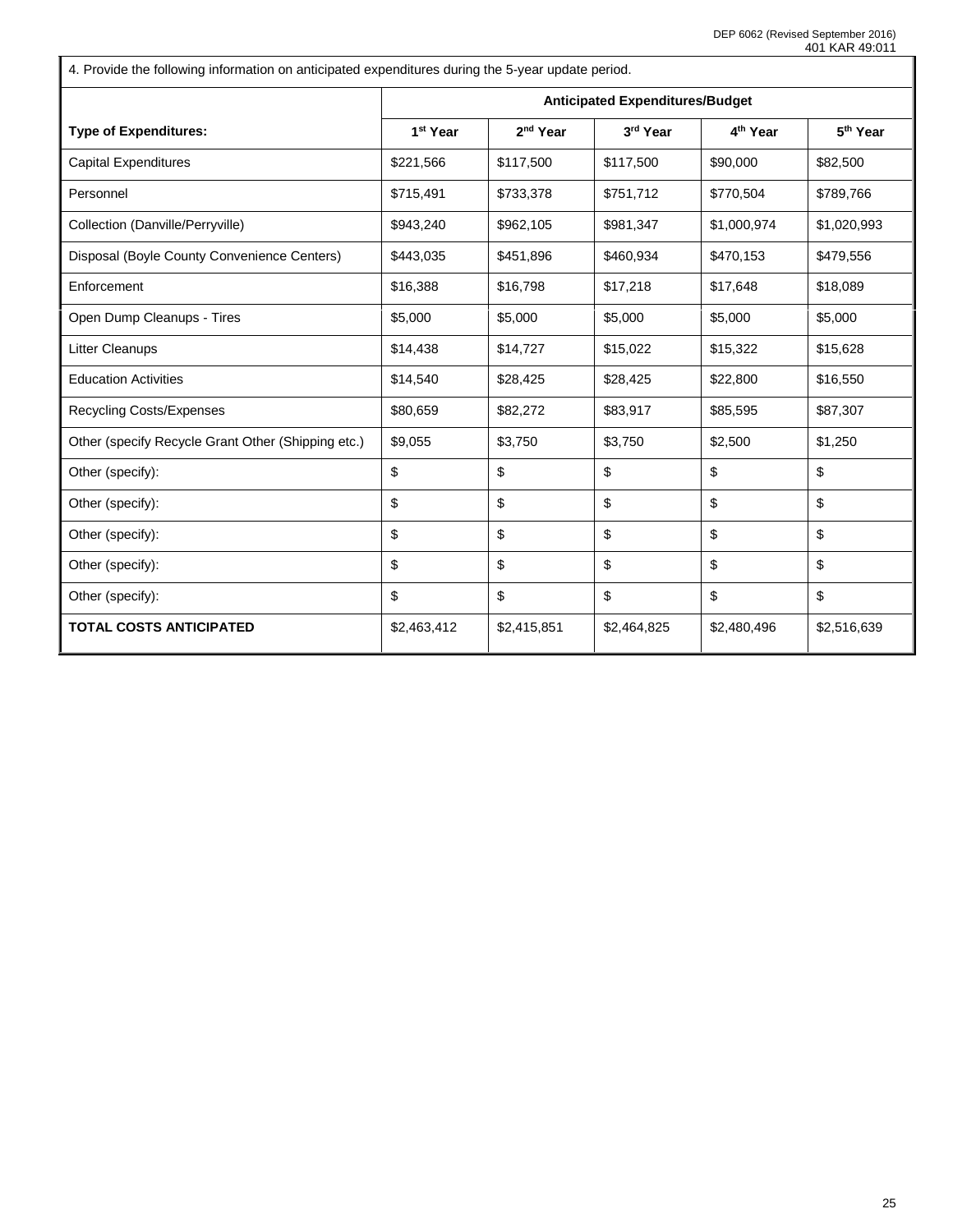4. Provide the following information on anticipated expenditures during the 5-year update period.

| | Anticipated Expenditures/Budget | | | | |
|---|---|---|---|---|---|
| **Type of Expenditures:** | **1st Year** | **2nd Year** | **3rd Year** | **4th Year** | **5th Year** |
| Capital Expenditures | $221,566 | $117,500 | $117,500 | $90,000 | $82,500 |
| Personnel | $715,491 | $733,378 | $751,712 | $770,504 | $789,766 |
| Collection (Danville/Perryville) | $943,240 | $962,105 | $981,347 | $1,000,974 | $1,020,993 |
| Disposal (Boyle County Convenience Centers) | $443,035 | $451,896 | $460,934 | $470,153 | $479,556 |
| Enforcement | $16,388 | $16,798 | $17,218 | $17,648 | $18,089 |
| Open Dump Cleanups - Tires | $5,000 | $5,000 | $5,000 | $5,000 | $5,000 |
| Litter Cleanups | $14,438 | $14,727 | $15,022 | $15,322 | $15,628 |
| Education Activities | $14,540 | $28,425 | $28,425 | $22,800 | $16,550 |
| Recycling Costs/Expenses | $80,659 | $82,272 | $83,917 | $85,595 | $87,307 |
| Other (specify Recycle Grant Other (Shipping etc.) | $9,055 | $3,750 | $3,750 | $2,500 | $1,250 |
| Other (specify): | $ | $ | $ | $ | $ |
| Other (specify): | $ | $ | $ | $ | $ |
| Other (specify): | $ | $ | $ | $ | $ |
| Other (specify): | $ | $ | $ | $ | $ |
| Other (specify): | $ | $ | $ | $ | $ |
| **TOTAL COSTS ANTICIPATED** | $2,463,412 | $2,415,851 | $2,464,825 | $2,480,496 | $2,516,639 |